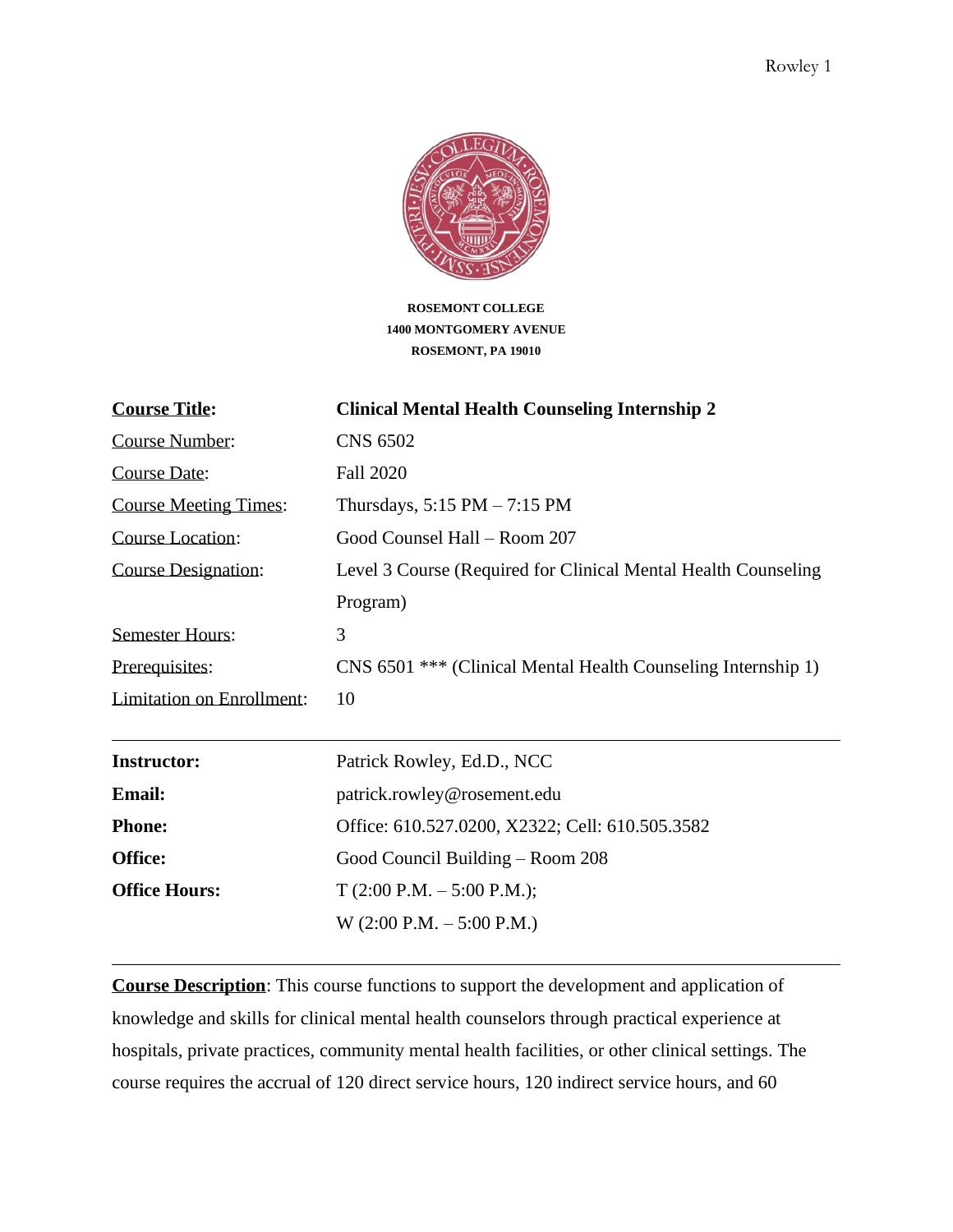**ROSEMONT COLLEGE**
**1400 MONTGOMERY AVENUE**
**ROSEMONT, PA 19010**

| | |
|---|---|
| **Course Title:** | **Clinical Mental Health Counseling Internship 2** |
| Course Number: | CNS 6502 |
| Course Date: | Fall 2020 |
| Course Meeting Times: | Thursdays, 5:15 PM – 7:15 PM |
| Course Location: | Good Counsel Hall – Room 207 |
| Course Designation: | Level 3 Course (Required for Clinical Mental Health Counseling Program) |
| Semester Hours: | 3 |
| Prerequisites: | CNS 6501 *** (Clinical Mental Health Counseling Internship 1) |
| Limitation on Enrollment: | 10 |

---

| | |
|---|---|
| **Instructor:** | Patrick Rowley, Ed.D., NCC |
| **Email:** | patrick.rowley@rosement.edu |
| **Phone:** | Office: 610.527.0200, X2322; Cell: 610.505.3582 |
| **Office:** | Good Council Building – Room 208 |
| **Office Hours:** | T (2:00 P.M. – 5:00 P.M.); W (2:00 P.M. – 5:00 P.M.) |

---

**Course Description**: This course functions to support the development and application of knowledge and skills for clinical mental health counselors through practical experience at hospitals, private practices, community mental health facilities, or other clinical settings. The course requires the accrual of 120 direct service hours, 120 indirect service hours, and 60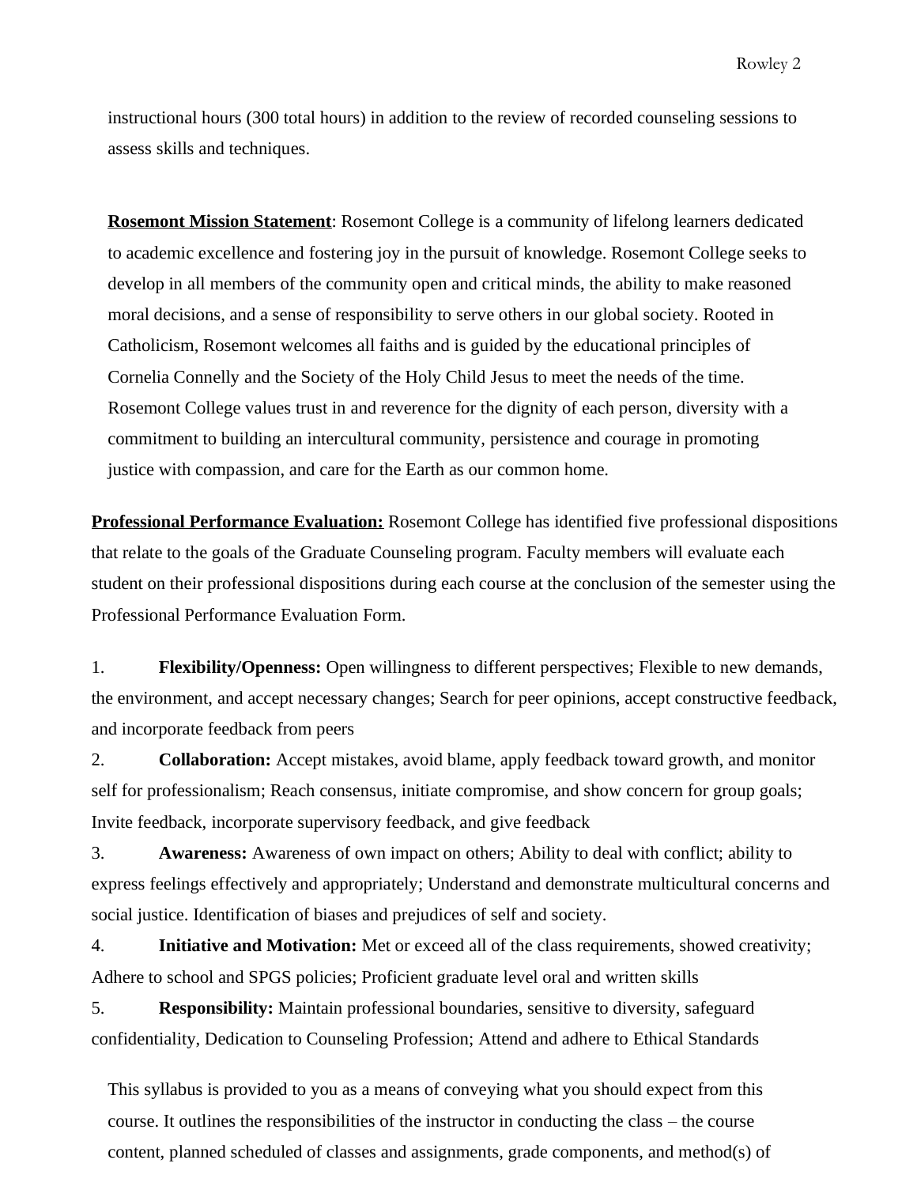instructional hours (300 total hours) in addition to the review of recorded counseling sessions to assess skills and techniques.

**Rosemont Mission Statement**: Rosemont College is a community of lifelong learners dedicated to academic excellence and fostering joy in the pursuit of knowledge. Rosemont College seeks to develop in all members of the community open and critical minds, the ability to make reasoned moral decisions, and a sense of responsibility to serve others in our global society. Rooted in Catholicism, Rosemont welcomes all faiths and is guided by the educational principles of Cornelia Connelly and the Society of the Holy Child Jesus to meet the needs of the time. Rosemont College values trust in and reverence for the dignity of each person, diversity with a commitment to building an intercultural community, persistence and courage in promoting justice with compassion, and care for the Earth as our common home.

**Professional Performance Evaluation:** Rosemont College has identified five professional dispositions that relate to the goals of the Graduate Counseling program. Faculty members will evaluate each student on their professional dispositions during each course at the conclusion of the semester using the Professional Performance Evaluation Form.

1. **Flexibility/Openness:** Open willingness to different perspectives; Flexible to new demands, the environment, and accept necessary changes; Search for peer opinions, accept constructive feedback, and incorporate feedback from peers
2. **Collaboration:** Accept mistakes, avoid blame, apply feedback toward growth, and monitor self for professionalism; Reach consensus, initiate compromise, and show concern for group goals; Invite feedback, incorporate supervisory feedback, and give feedback
3. **Awareness:** Awareness of own impact on others; Ability to deal with conflict; ability to express feelings effectively and appropriately; Understand and demonstrate multicultural concerns and social justice. Identification of biases and prejudices of self and society.
4. **Initiative and Motivation:** Met or exceed all of the class requirements, showed creativity; Adhere to school and SPGS policies; Proficient graduate level oral and written skills
5. **Responsibility:** Maintain professional boundaries, sensitive to diversity, safeguard confidentiality, Dedication to Counseling Profession; Attend and adhere to Ethical Standards

This syllabus is provided to you as a means of conveying what you should expect from this course. It outlines the responsibilities of the instructor in conducting the class – the course content, planned scheduled of classes and assignments, grade components, and method(s) of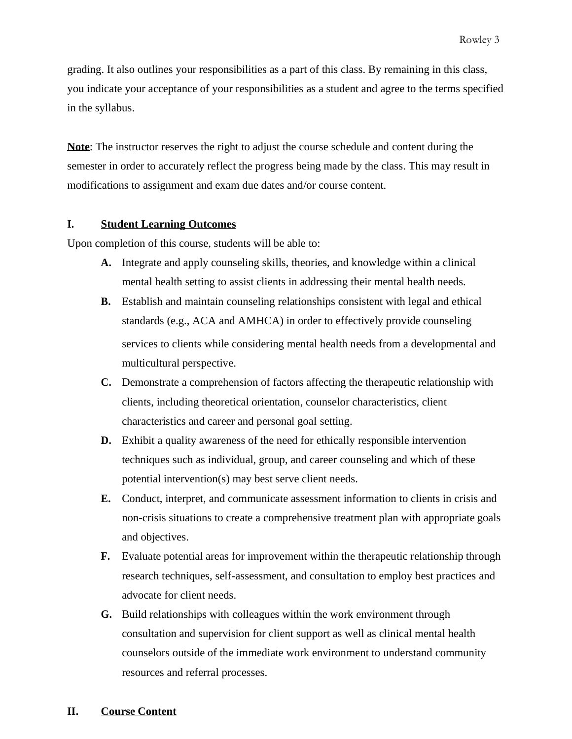grading. It also outlines your responsibilities as a part of this class. By remaining in this class, you indicate your acceptance of your responsibilities as a student and agree to the terms specified in the syllabus.

**Note**: The instructor reserves the right to adjust the course schedule and content during the semester in order to accurately reflect the progress being made by the class. This may result in modifications to assignment and exam due dates and/or course content.

## I. Student Learning Outcomes

Upon completion of this course, students will be able to:

- **A.** Integrate and apply counseling skills, theories, and knowledge within a clinical mental health setting to assist clients in addressing their mental health needs.
- **B.** Establish and maintain counseling relationships consistent with legal and ethical standards (e.g., ACA and AMHCA) in order to effectively provide counseling services to clients while considering mental health needs from a developmental and multicultural perspective.
- **C.** Demonstrate a comprehension of factors affecting the therapeutic relationship with clients, including theoretical orientation, counselor characteristics, client characteristics and career and personal goal setting.
- **D.** Exhibit a quality awareness of the need for ethically responsible intervention techniques such as individual, group, and career counseling and which of these potential intervention(s) may best serve client needs.
- **E.** Conduct, interpret, and communicate assessment information to clients in crisis and non-crisis situations to create a comprehensive treatment plan with appropriate goals and objectives.
- **F.** Evaluate potential areas for improvement within the therapeutic relationship through research techniques, self-assessment, and consultation to employ best practices and advocate for client needs.
- **G.** Build relationships with colleagues within the work environment through consultation and supervision for client support as well as clinical mental health counselors outside of the immediate work environment to understand community resources and referral processes.

## II. Course Content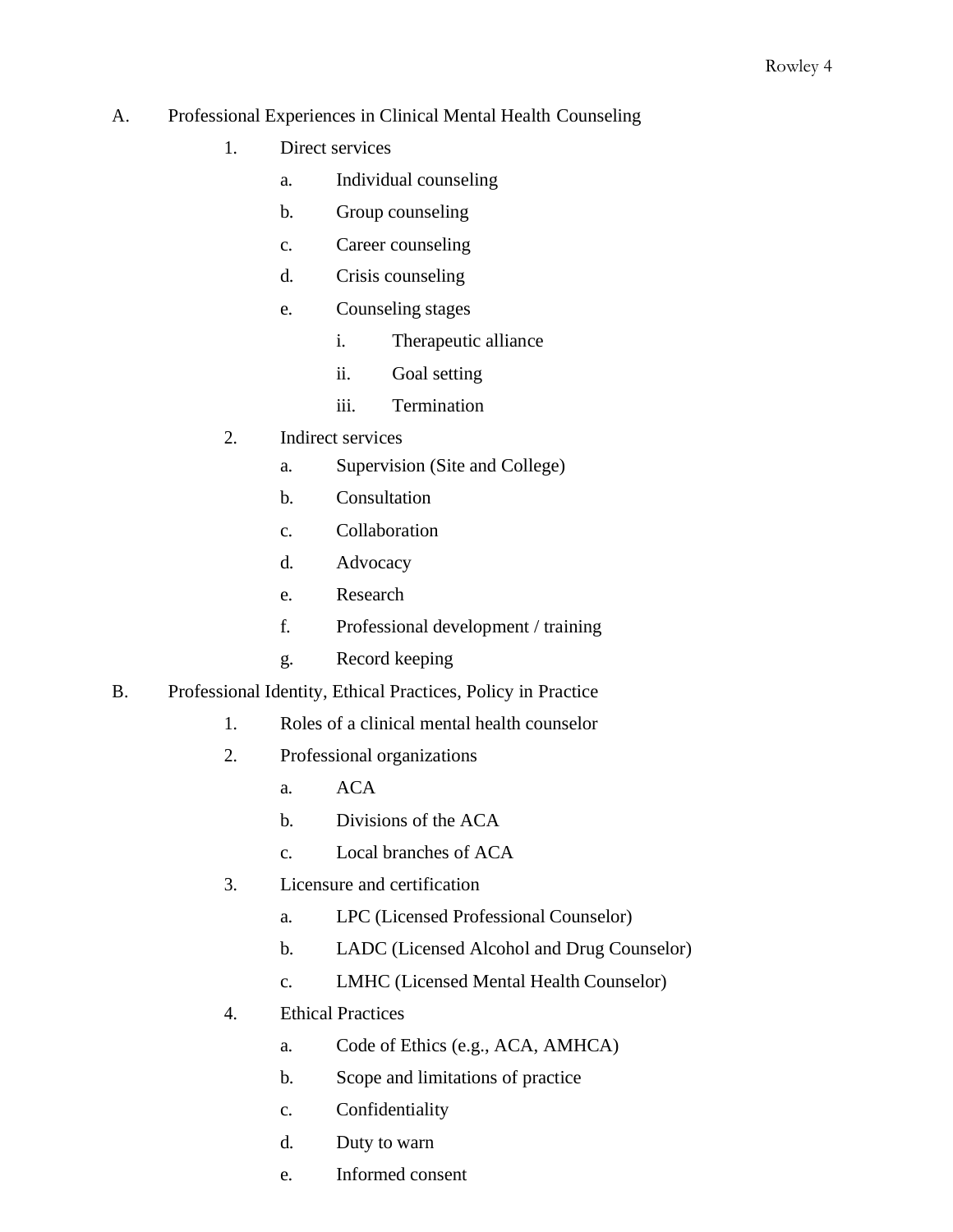A. Professional Experiences in Clinical Mental Health Counseling

   1. Direct services

      a. Individual counseling

      b. Group counseling

      c. Career counseling

      d. Crisis counseling

      e. Counseling stages

         i. Therapeutic alliance

         ii. Goal setting

         iii. Termination

   2. Indirect services

      a. Supervision (Site and College)

      b. Consultation

      c. Collaboration

      d. Advocacy

      e. Research

      f. Professional development / training

      g. Record keeping

B. Professional Identity, Ethical Practices, Policy in Practice

   1. Roles of a clinical mental health counselor

   2. Professional organizations

      a. ACA

      b. Divisions of the ACA

      c. Local branches of ACA

   3. Licensure and certification

      a. LPC (Licensed Professional Counselor)

      b. LADC (Licensed Alcohol and Drug Counselor)

      c. LMHC (Licensed Mental Health Counselor)

   4. Ethical Practices

      a. Code of Ethics (e.g., ACA, AMHCA)

      b. Scope and limitations of practice

      c. Confidentiality

      d. Duty to warn

      e. Informed consent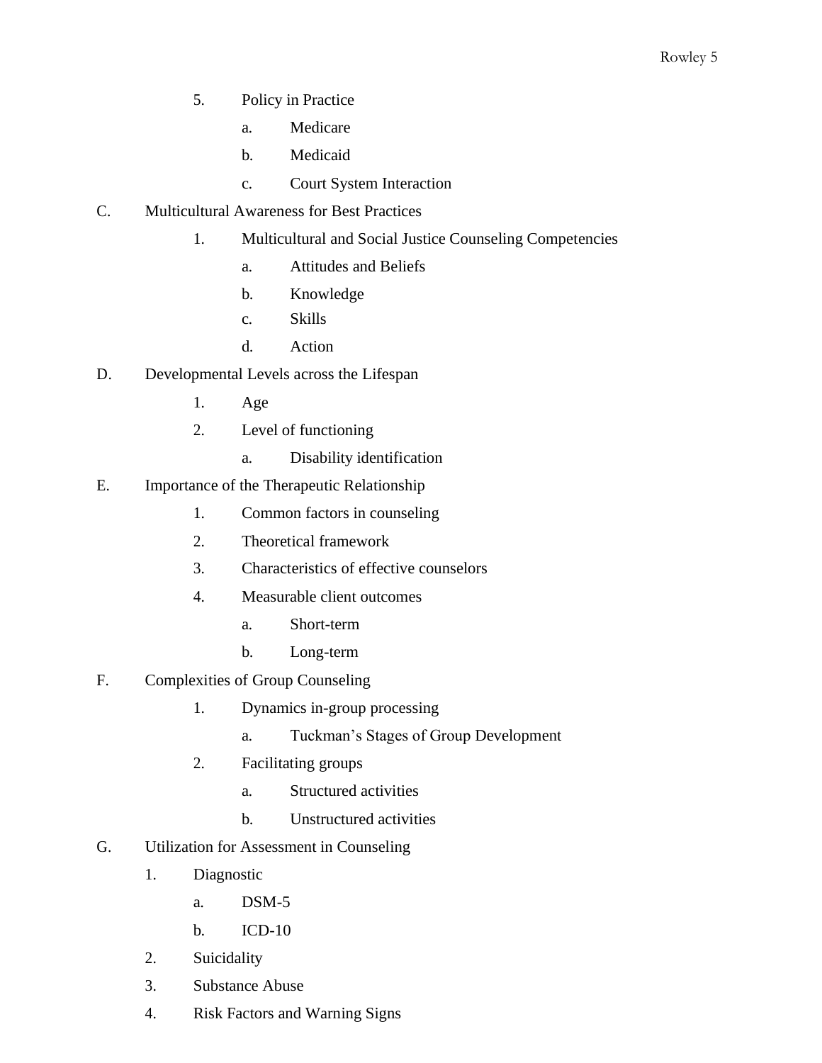5. Policy in Practice
      a. Medicare
      b. Medicaid
      c. Court System Interaction

C. Multicultural Awareness for Best Practices
   1. Multicultural and Social Justice Counseling Competencies
      a. Attitudes and Beliefs
      b. Knowledge
      c. Skills
      d. Action

D. Developmental Levels across the Lifespan
   1. Age
   2. Level of functioning
      a. Disability identification

E. Importance of the Therapeutic Relationship
   1. Common factors in counseling
   2. Theoretical framework
   3. Characteristics of effective counselors
   4. Measurable client outcomes
      a. Short-term
      b. Long-term

F. Complexities of Group Counseling
   1. Dynamics in-group processing
      a. Tuckman's Stages of Group Development
   2. Facilitating groups
      a. Structured activities
      b. Unstructured activities

G. Utilization for Assessment in Counseling
   1. Diagnostic
      a. DSM-5
      b. ICD-10
   2. Suicidality
   3. Substance Abuse
   4. Risk Factors and Warning Signs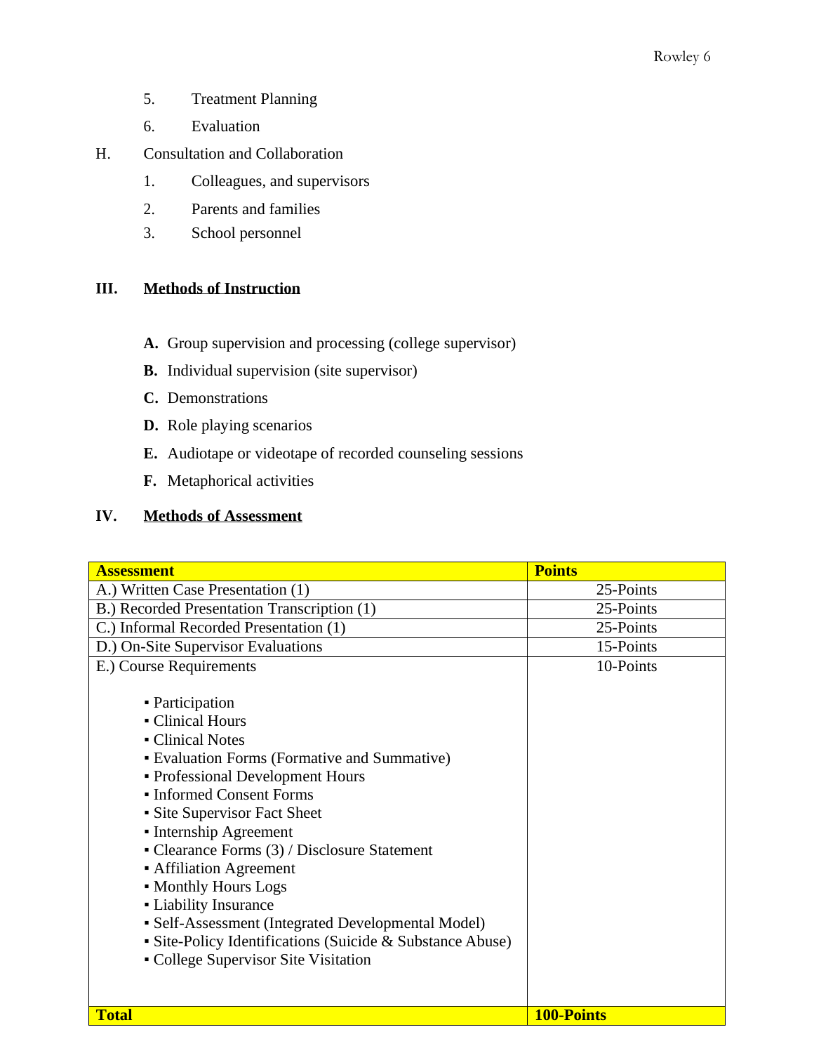5. Treatment Planning
6. Evaluation

H. Consultation and Collaboration

1. Colleagues, and supervisors
2. Parents and families
3. School personnel

## III. Methods of Instruction

**A.** Group supervision and processing (college supervisor)

**B.** Individual supervision (site supervisor)

**C.** Demonstrations

**D.** Role playing scenarios

**E.** Audiotape or videotape of recorded counseling sessions

**F.** Metaphorical activities

## IV. Methods of Assessment

| **Assessment** | **Points** |
|---|---|
| A.) Written Case Presentation (1) | 25-Points |
| B.) Recorded Presentation Transcription (1) | 25-Points |
| C.) Informal Recorded Presentation (1) | 25-Points |
| D.) On-Site Supervisor Evaluations | 15-Points |
| E.) Course Requirements<br>▪ Participation<br>▪ Clinical Hours<br>▪ Clinical Notes<br>▪ Evaluation Forms (Formative and Summative)<br>▪ Professional Development Hours<br>▪ Informed Consent Forms<br>▪ Site Supervisor Fact Sheet<br>▪ Internship Agreement<br>▪ Clearance Forms (3) / Disclosure Statement<br>▪ Affiliation Agreement<br>▪ Monthly Hours Logs<br>▪ Liability Insurance<br>▪ Self-Assessment (Integrated Developmental Model)<br>▪ Site-Policy Identifications (Suicide & Substance Abuse)<br>▪ College Supervisor Site Visitation | 10-Points |
| **Total** | **100-Points** |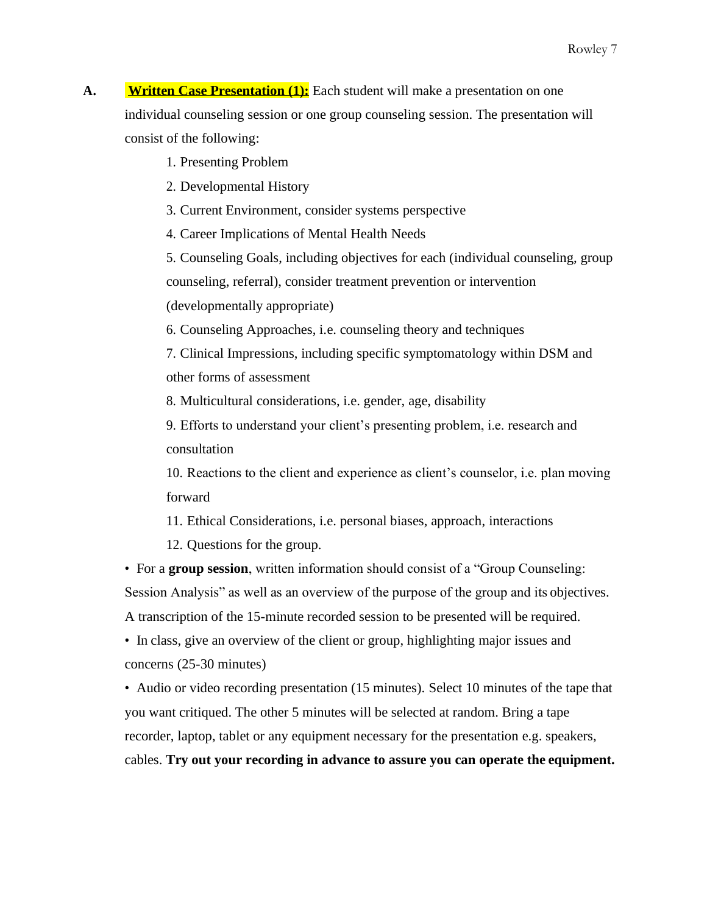**A.** **Written Case Presentation (1):** Each student will make a presentation on one individual counseling session or one group counseling session. The presentation will consist of the following:

1. Presenting Problem
2. Developmental History
3. Current Environment, consider systems perspective
4. Career Implications of Mental Health Needs
5. Counseling Goals, including objectives for each (individual counseling, group counseling, referral), consider treatment prevention or intervention (developmentally appropriate)
6. Counseling Approaches, i.e. counseling theory and techniques
7. Clinical Impressions, including specific symptomatology within DSM and other forms of assessment
8. Multicultural considerations, i.e. gender, age, disability
9. Efforts to understand your client's presenting problem, i.e. research and consultation
10. Reactions to the client and experience as client's counselor, i.e. plan moving forward
11. Ethical Considerations, i.e. personal biases, approach, interactions
12. Questions for the group.

- For a **group session**, written information should consist of a "Group Counseling: Session Analysis" as well as an overview of the purpose of the group and its objectives. A transcription of the 15-minute recorded session to be presented will be required.
- In class, give an overview of the client or group, highlighting major issues and concerns (25-30 minutes)
- Audio or video recording presentation (15 minutes). Select 10 minutes of the tape that you want critiqued. The other 5 minutes will be selected at random. Bring a tape recorder, laptop, tablet or any equipment necessary for the presentation e.g. speakers, cables. **Try out your recording in advance to assure you can operate the equipment.**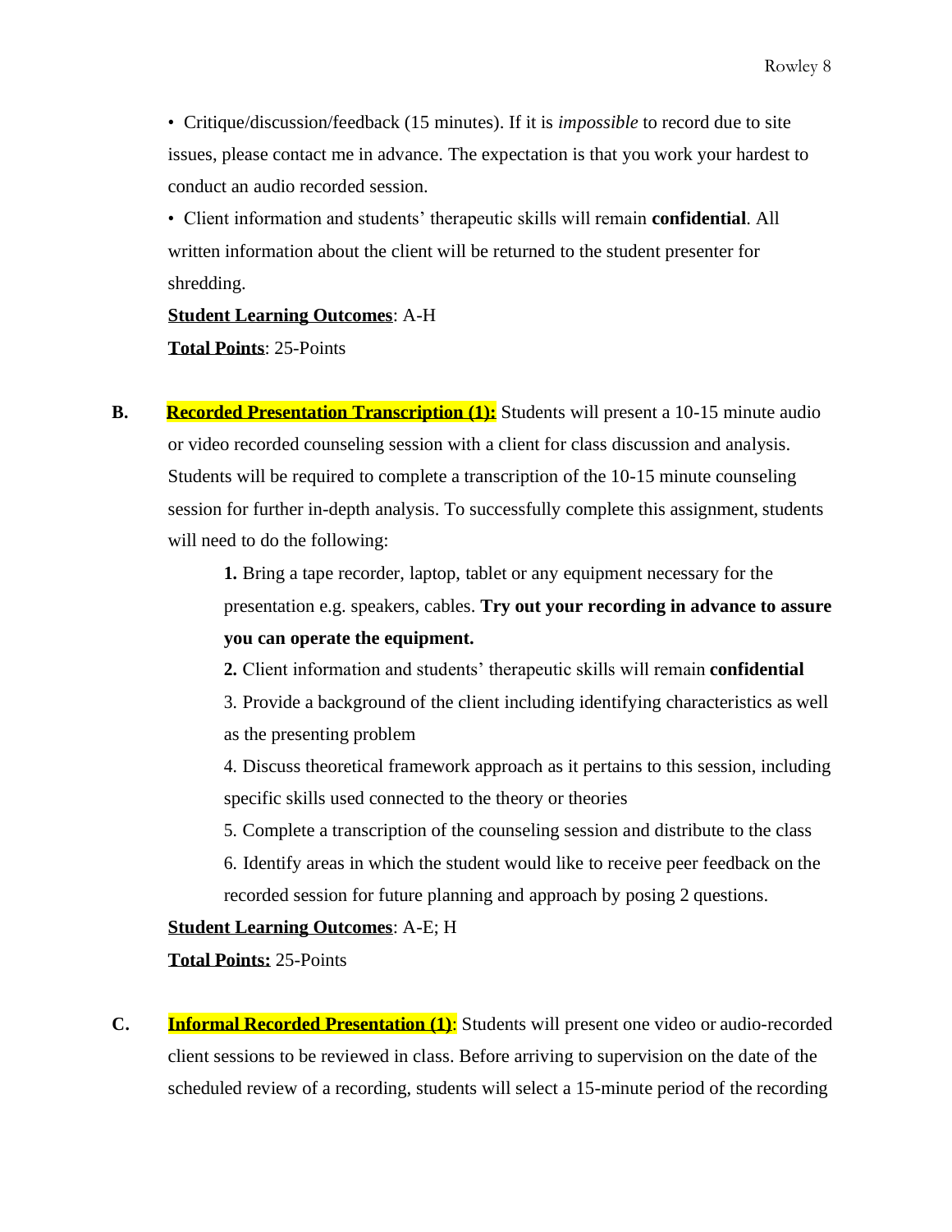- Critique/discussion/feedback (15 minutes). If it is *impossible* to record due to site issues, please contact me in advance. The expectation is that you work your hardest to conduct an audio recorded session.
- Client information and students' therapeutic skills will remain **confidential**. All written information about the client will be returned to the student presenter for shredding.

**<u>Student Learning Outcomes</u>**: A-H

**<u>Total Points</u>**: 25-Points

**B.** **<u>Recorded Presentation Transcription (1):</u>** Students will present a 10-15 minute audio or video recorded counseling session with a client for class discussion and analysis. Students will be required to complete a transcription of the 10-15 minute counseling session for further in-depth analysis. To successfully complete this assignment, students will need to do the following:

**1.** Bring a tape recorder, laptop, tablet or any equipment necessary for the presentation e.g. speakers, cables. **Try out your recording in advance to assure you can operate the equipment.**

**2.** Client information and students' therapeutic skills will remain **confidential**

3. Provide a background of the client including identifying characteristics as well as the presenting problem

4. Discuss theoretical framework approach as it pertains to this session, including specific skills used connected to the theory or theories

5. Complete a transcription of the counseling session and distribute to the class

6. Identify areas in which the student would like to receive peer feedback on the recorded session for future planning and approach by posing 2 questions.

**<u>Student Learning Outcomes</u>**: A-E; H

**<u>Total Points:</u>** 25-Points

**C.** **<u>Informal Recorded Presentation (1)</u>**: Students will present one video or audio-recorded client sessions to be reviewed in class. Before arriving to supervision on the date of the scheduled review of a recording, students will select a 15-minute period of the recording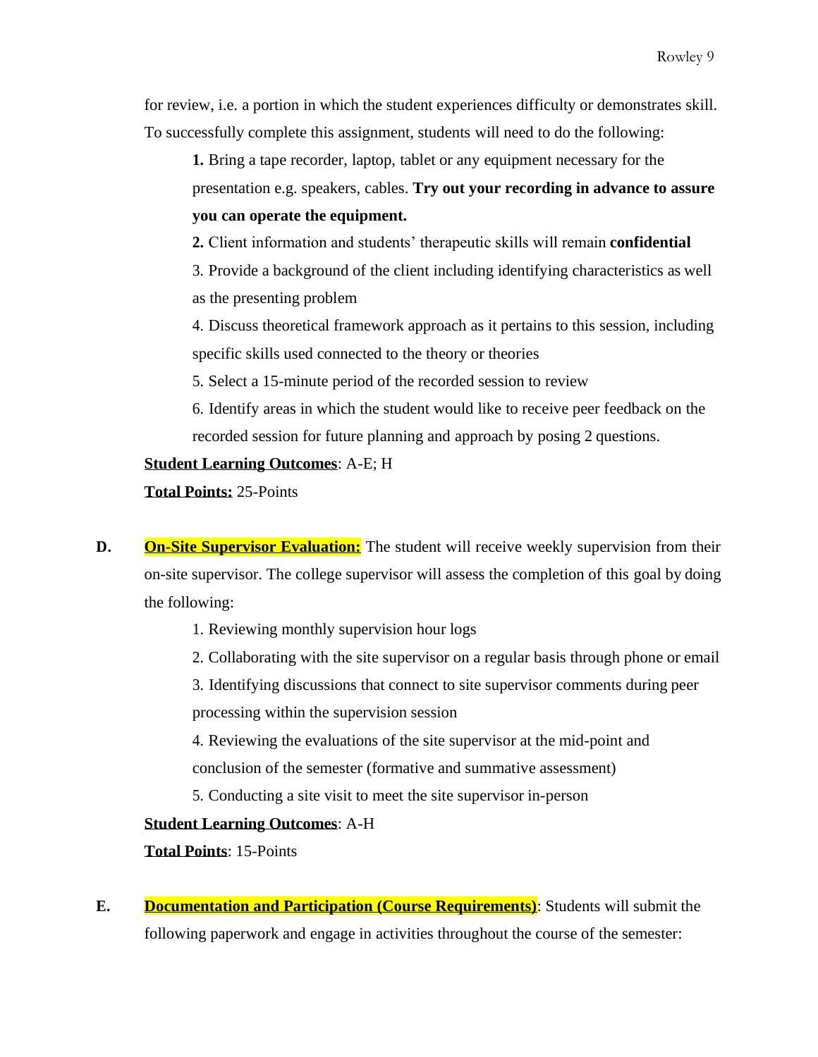for review, i.e. a portion in which the student experiences difficulty or demonstrates skill. To successfully complete this assignment, students will need to do the following:

**1.** Bring a tape recorder, laptop, tablet or any equipment necessary for the presentation e.g. speakers, cables. **Try out your recording in advance to assure you can operate the equipment.**

**2.** Client information and students' therapeutic skills will remain **confidential**

3. Provide a background of the client including identifying characteristics as well as the presenting problem

4. Discuss theoretical framework approach as it pertains to this session, including specific skills used connected to the theory or theories

5. Select a 15-minute period of the recorded session to review

6. Identify areas in which the student would like to receive peer feedback on the recorded session for future planning and approach by posing 2 questions.

**Student Learning Outcomes**: A-E; H

**Total Points:** 25-Points

**D. On-Site Supervisor Evaluation:** The student will receive weekly supervision from their on-site supervisor. The college supervisor will assess the completion of this goal by doing the following:

1. Reviewing monthly supervision hour logs
2. Collaborating with the site supervisor on a regular basis through phone or email
3. Identifying discussions that connect to site supervisor comments during peer processing within the supervision session
4. Reviewing the evaluations of the site supervisor at the mid-point and conclusion of the semester (formative and summative assessment)
5. Conducting a site visit to meet the site supervisor in-person

**Student Learning Outcomes**: A-H

**Total Points**: 15-Points

**E. Documentation and Participation (Course Requirements)**: Students will submit the following paperwork and engage in activities throughout the course of the semester: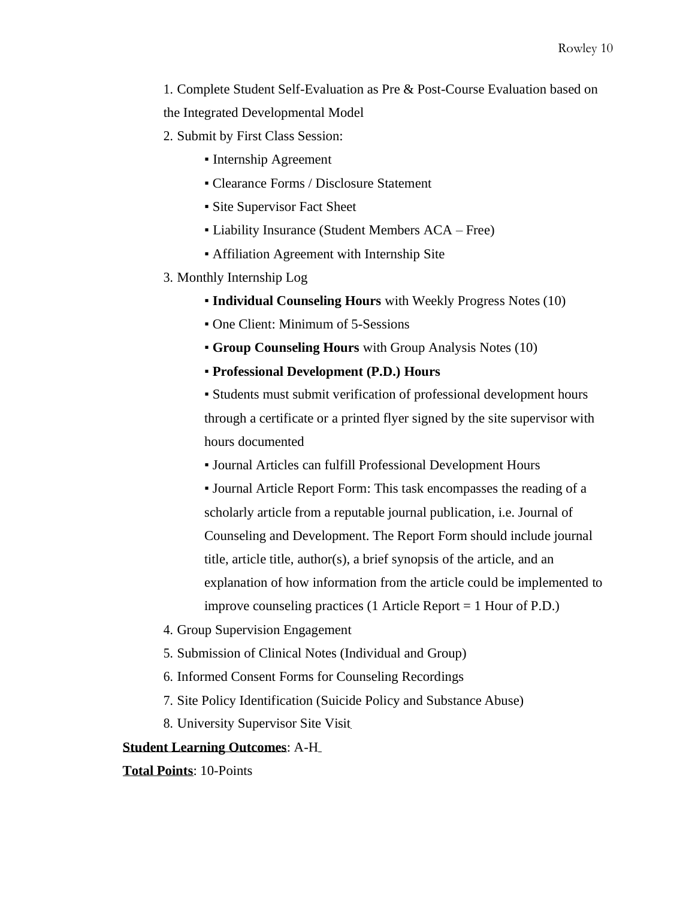1. Complete Student Self-Evaluation as Pre & Post-Course Evaluation based on the Integrated Developmental Model
2. Submit by First Class Session:
    - ▪ Internship Agreement
    - ▪ Clearance Forms / Disclosure Statement
    - ▪ Site Supervisor Fact Sheet
    - ▪ Liability Insurance (Student Members ACA – Free)
    - ▪ Affiliation Agreement with Internship Site
3. Monthly Internship Log
    - ▪ **Individual Counseling Hours** with Weekly Progress Notes (10)
    - ▪ One Client: Minimum of 5-Sessions
    - ▪ **Group Counseling Hours** with Group Analysis Notes (10)
    - ▪ **Professional Development (P.D.) Hours**
    - ▪ Students must submit verification of professional development hours through a certificate or a printed flyer signed by the site supervisor with hours documented
    - ▪ Journal Articles can fulfill Professional Development Hours
    - ▪ Journal Article Report Form: This task encompasses the reading of a scholarly article from a reputable journal publication, i.e. Journal of Counseling and Development. The Report Form should include journal title, article title, author(s), a brief synopsis of the article, and an explanation of how information from the article could be implemented to improve counseling practices (1 Article Report = 1 Hour of P.D.)
4. Group Supervision Engagement
5. Submission of Clinical Notes (Individual and Group)
6. Informed Consent Forms for Counseling Recordings
7. Site Policy Identification (Suicide Policy and Substance Abuse)
8. University Supervisor Site Visit

**Student Learning Outcomes**: A-H

**Total Points**: 10-Points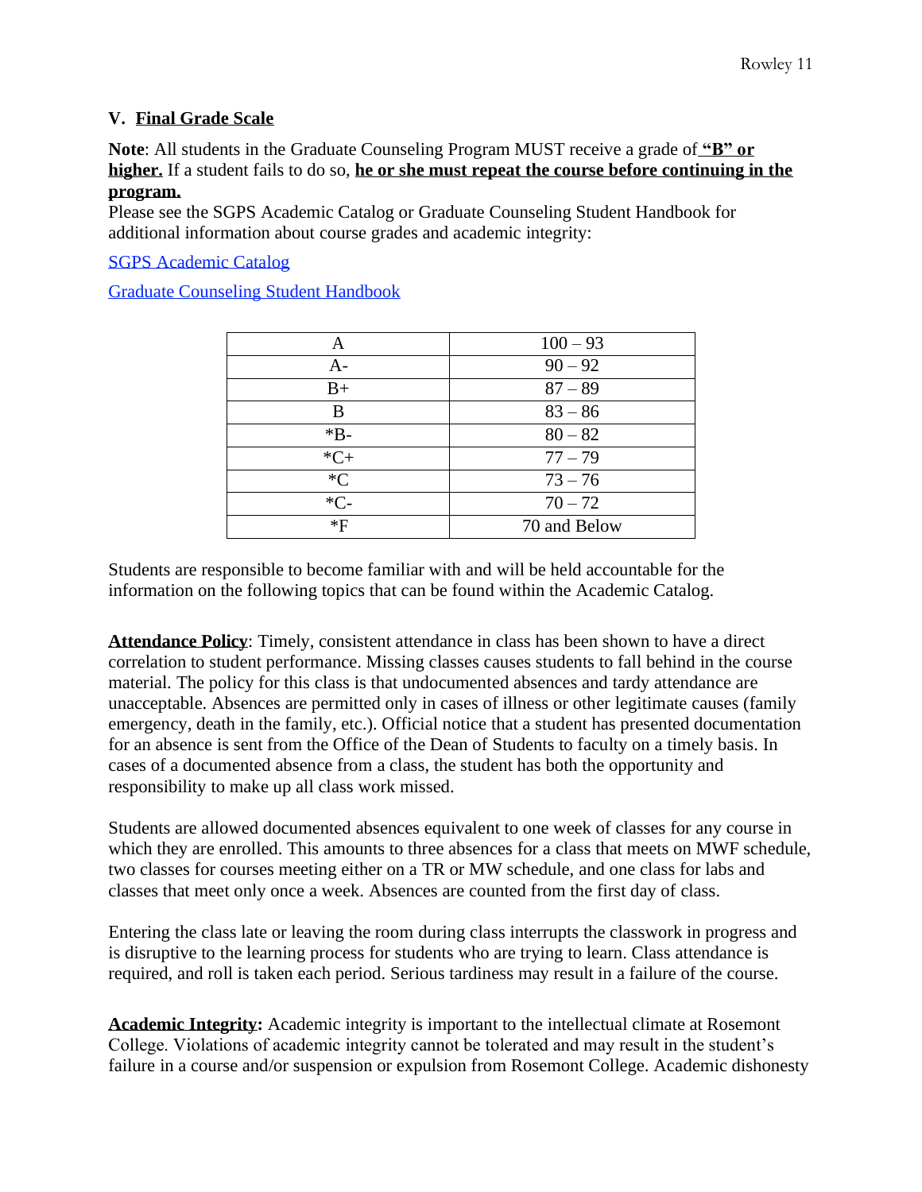## V. Final Grade Scale

**Note**: All students in the Graduate Counseling Program MUST receive a grade of **"B" or higher.** If a student fails to do so, **he or she must repeat the course before continuing in the program.**

Please see the SGPS Academic Catalog or Graduate Counseling Student Handbook for additional information about course grades and academic integrity:

[SGPS Academic Catalog]()

[Graduate Counseling Student Handbook]()

| | |
|---|---|
| A | 100 – 93 |
| A- | 90 – 92 |
| B+ | 87 – 89 |
| B | 83 – 86 |
| *B- | 80 – 82 |
| *C+ | 77 – 79 |
| *C | 73 – 76 |
| *C- | 70 – 72 |
| *F | 70 and Below |

Students are responsible to become familiar with and will be held accountable for the information on the following topics that can be found within the Academic Catalog.

**Attendance Policy**: Timely, consistent attendance in class has been shown to have a direct correlation to student performance. Missing classes causes students to fall behind in the course material. The policy for this class is that undocumented absences and tardy attendance are unacceptable. Absences are permitted only in cases of illness or other legitimate causes (family emergency, death in the family, etc.). Official notice that a student has presented documentation for an absence is sent from the Office of the Dean of Students to faculty on a timely basis. In cases of a documented absence from a class, the student has both the opportunity and responsibility to make up all class work missed.

Students are allowed documented absences equivalent to one week of classes for any course in which they are enrolled. This amounts to three absences for a class that meets on MWF schedule, two classes for courses meeting either on a TR or MW schedule, and one class for labs and classes that meet only once a week. Absences are counted from the first day of class.

Entering the class late or leaving the room during class interrupts the classwork in progress and is disruptive to the learning process for students who are trying to learn. Class attendance is required, and roll is taken each period. Serious tardiness may result in a failure of the course.

**Academic Integrity:** Academic integrity is important to the intellectual climate at Rosemont College. Violations of academic integrity cannot be tolerated and may result in the student's failure in a course and/or suspension or expulsion from Rosemont College. Academic dishonesty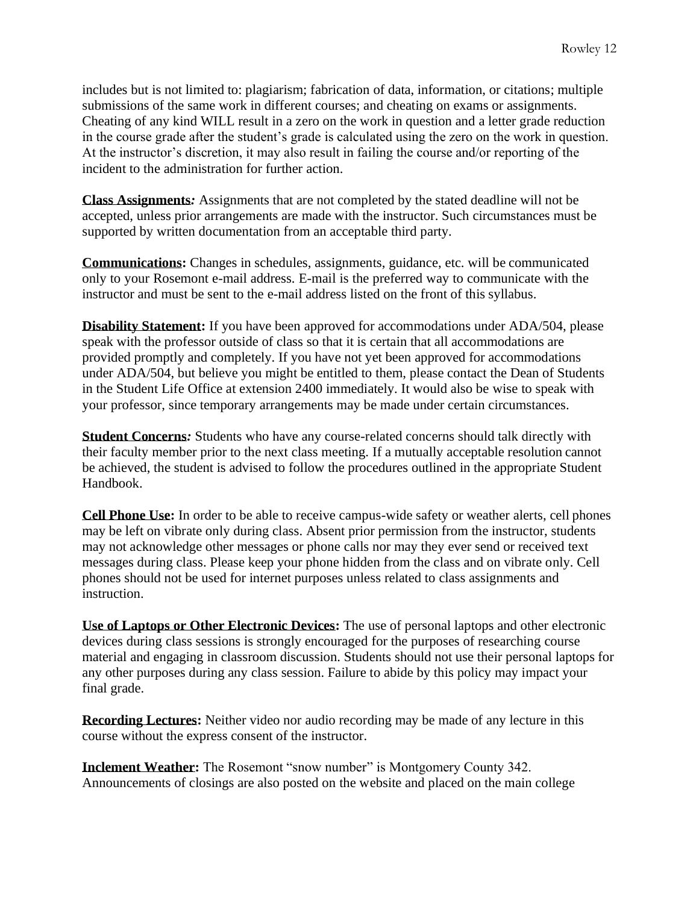includes but is not limited to: plagiarism; fabrication of data, information, or citations; multiple submissions of the same work in different courses; and cheating on exams or assignments. Cheating of any kind WILL result in a zero on the work in question and a letter grade reduction in the course grade after the student's grade is calculated using the zero on the work in question. At the instructor's discretion, it may also result in failing the course and/or reporting of the incident to the administration for further action.

**Class Assignments***:* Assignments that are not completed by the stated deadline will not be accepted, unless prior arrangements are made with the instructor. Such circumstances must be supported by written documentation from an acceptable third party.

**Communications:** Changes in schedules, assignments, guidance, etc. will be communicated only to your Rosemont e-mail address. E-mail is the preferred way to communicate with the instructor and must be sent to the e-mail address listed on the front of this syllabus.

**Disability Statement:** If you have been approved for accommodations under ADA/504, please speak with the professor outside of class so that it is certain that all accommodations are provided promptly and completely. If you have not yet been approved for accommodations under ADA/504, but believe you might be entitled to them, please contact the Dean of Students in the Student Life Office at extension 2400 immediately. It would also be wise to speak with your professor, since temporary arrangements may be made under certain circumstances.

**Student Concerns***:* Students who have any course-related concerns should talk directly with their faculty member prior to the next class meeting. If a mutually acceptable resolution cannot be achieved, the student is advised to follow the procedures outlined in the appropriate Student Handbook.

**Cell Phone Use:** In order to be able to receive campus-wide safety or weather alerts, cell phones may be left on vibrate only during class. Absent prior permission from the instructor, students may not acknowledge other messages or phone calls nor may they ever send or received text messages during class. Please keep your phone hidden from the class and on vibrate only. Cell phones should not be used for internet purposes unless related to class assignments and instruction.

**Use of Laptops or Other Electronic Devices:** The use of personal laptops and other electronic devices during class sessions is strongly encouraged for the purposes of researching course material and engaging in classroom discussion. Students should not use their personal laptops for any other purposes during any class session. Failure to abide by this policy may impact your final grade.

**Recording Lectures:** Neither video nor audio recording may be made of any lecture in this course without the express consent of the instructor.

**Inclement Weather:** The Rosemont "snow number" is Montgomery County 342. Announcements of closings are also posted on the website and placed on the main college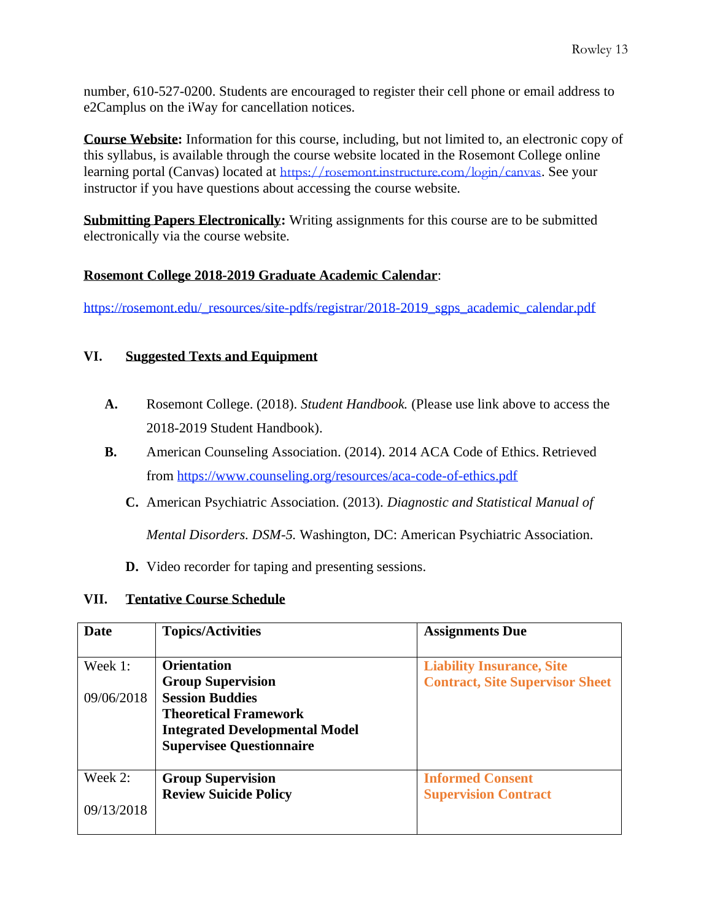number, 610-527-0200. Students are encouraged to register their cell phone or email address to e2Camplus on the iWay for cancellation notices.

**Course Website:** Information for this course, including, but not limited to, an electronic copy of this syllabus, is available through the course website located in the Rosemont College online learning portal (Canvas) located at https://rosemont.instructure.com/login/canvas. See your instructor if you have questions about accessing the course website.

**Submitting Papers Electronically:** Writing assignments for this course are to be submitted electronically via the course website.

**Rosemont College 2018-2019 Graduate Academic Calendar**:

https://rosemont.edu/_resources/site-pdfs/registrar/2018-2019_sgps_academic_calendar.pdf

## VI. Suggested Texts and Equipment

- **A.** Rosemont College. (2018). *Student Handbook.* (Please use link above to access the 2018-2019 Student Handbook).
- **B.** American Counseling Association. (2014). 2014 ACA Code of Ethics. Retrieved from https://www.counseling.org/resources/aca-code-of-ethics.pdf
- **C.** American Psychiatric Association. (2013). *Diagnostic and Statistical Manual of Mental Disorders. DSM-5.* Washington, DC: American Psychiatric Association.
- **D.** Video recorder for taping and presenting sessions.

## VII. Tentative Course Schedule

| Date | Topics/Activities | Assignments Due |
|---|---|---|
| Week 1:<br><br>09/06/2018 | **Orientation**<br>**Group Supervision**<br>**Session Buddies**<br>**Theoretical Framework**<br>**Integrated Developmental Model**<br>**Supervisee Questionnaire** | **Liability Insurance, Site Contract, Site Supervisor Sheet** |
| Week 2:<br><br>09/13/2018 | **Group Supervision**<br>**Review Suicide Policy** | **Informed Consent**<br>**Supervision Contract** |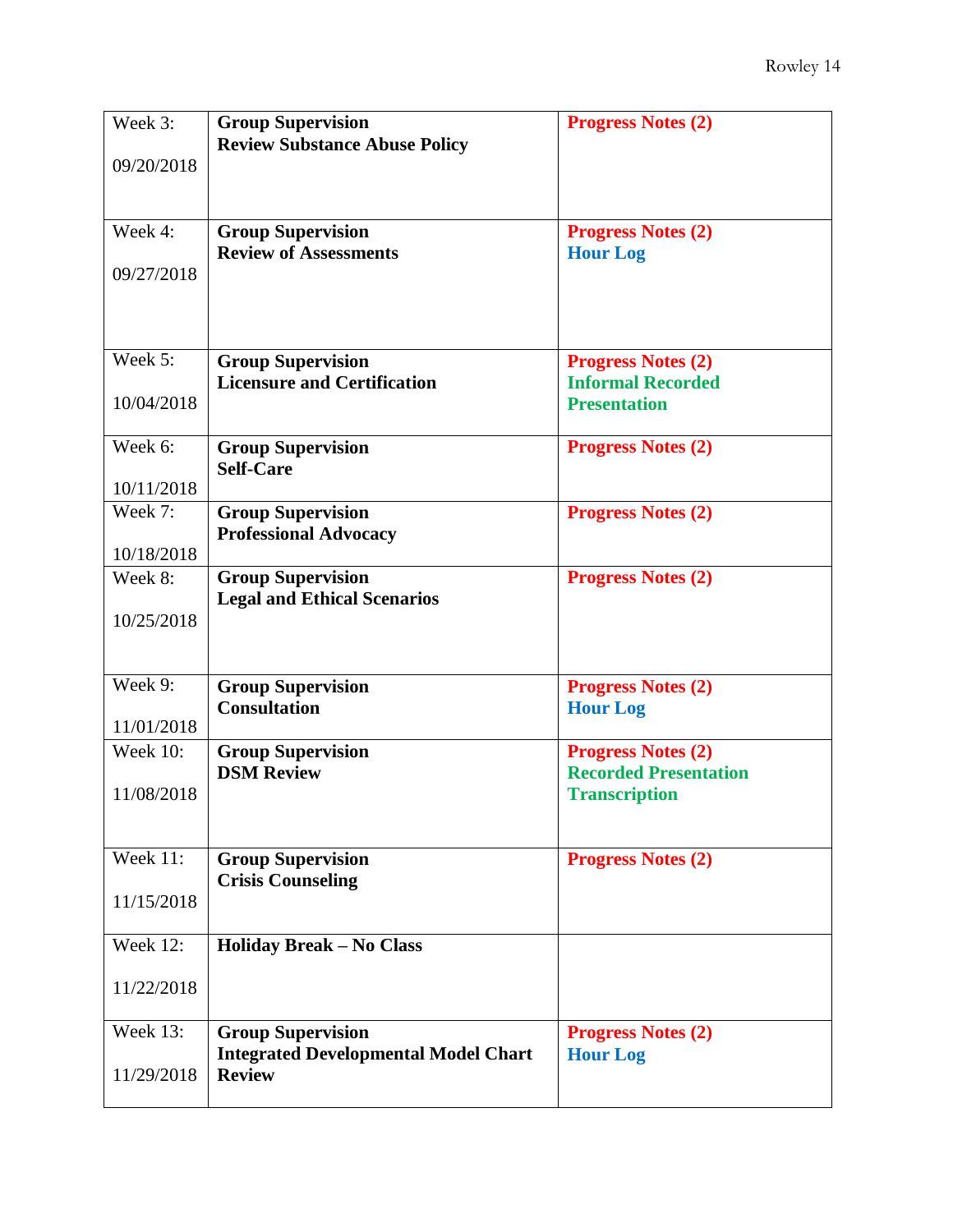| Week 3: 09/20/2018 | **Group Supervision** **Review Substance Abuse Policy** | **Progress Notes (2)** |
|---|---|---|
| Week 4: 09/27/2018 | **Group Supervision** **Review of Assessments** | **Progress Notes (2)** **Hour Log** |
| Week 5: 10/04/2018 | **Group Supervision** **Licensure and Certification** | **Progress Notes (2)** **Informal Recorded Presentation** |
| Week 6: 10/11/2018 | **Group Supervision** **Self-Care** | **Progress Notes (2)** |
| Week 7: 10/18/2018 | **Group Supervision** **Professional Advocacy** | **Progress Notes (2)** |
| Week 8: 10/25/2018 | **Group Supervision** **Legal and Ethical Scenarios** | **Progress Notes (2)** |
| Week 9: 11/01/2018 | **Group Supervision** **Consultation** | **Progress Notes (2)** **Hour Log** |
| Week 10: 11/08/2018 | **Group Supervision** **DSM Review** | **Progress Notes (2)** **Recorded Presentation Transcription** |
| Week 11: 11/15/2018 | **Group Supervision** **Crisis Counseling** | **Progress Notes (2)** |
| Week 12: 11/22/2018 | **Holiday Break – No Class** | |
| Week 13: 11/29/2018 | **Group Supervision** **Integrated Developmental Model Chart Review** | **Progress Notes (2)** **Hour Log** |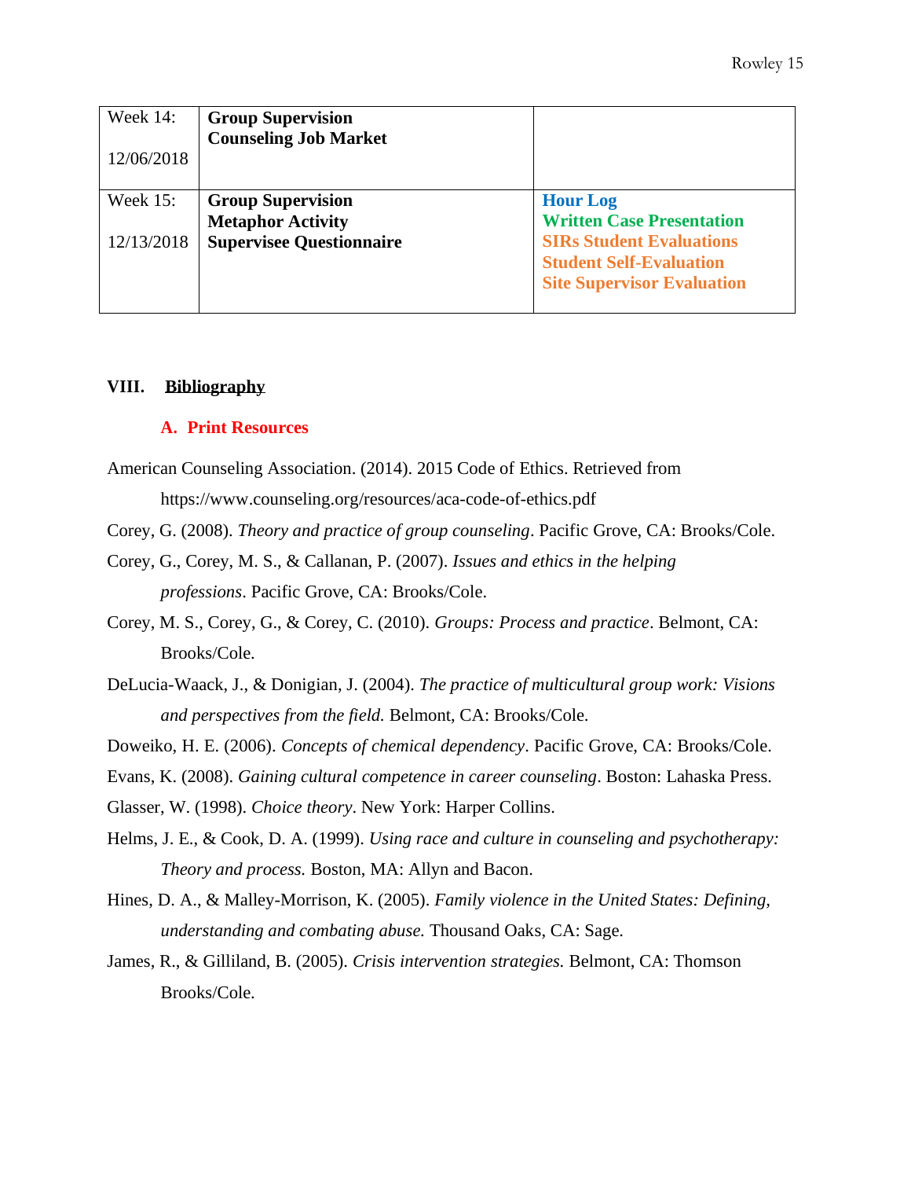| Week 14:<br><br>12/06/2018 | **Group Supervision**<br>**Counseling Job Market** | |
|---|---|---|
| Week 15:<br><br>12/13/2018 | **Group Supervision**<br>**Metaphor Activity**<br>**Supervisee Questionnaire** | **Hour Log**<br>**Written Case Presentation**<br>**SIRs Student Evaluations**<br>**Student Self-Evaluation**<br>**Site Supervisor Evaluation** |

## VIII. Bibliography

### A. Print Resources

American Counseling Association. (2014). 2015 Code of Ethics. Retrieved from https://www.counseling.org/resources/aca-code-of-ethics.pdf

Corey, G. (2008). *Theory and practice of group counseling*. Pacific Grove, CA: Brooks/Cole.

Corey, G., Corey, M. S., & Callanan, P. (2007). *Issues and ethics in the helping professions*. Pacific Grove, CA: Brooks/Cole.

Corey, M. S., Corey, G., & Corey, C. (2010). *Groups: Process and practice*. Belmont, CA: Brooks/Cole.

DeLucia-Waack, J., & Donigian, J. (2004). *The practice of multicultural group work: Visions and perspectives from the field.* Belmont, CA: Brooks/Cole.

Doweiko, H. E. (2006). *Concepts of chemical dependency*. Pacific Grove, CA: Brooks/Cole.

Evans, K. (2008). *Gaining cultural competence in career counseling*. Boston: Lahaska Press.

Glasser, W. (1998). *Choice theory*. New York: Harper Collins.

Helms, J. E., & Cook, D. A. (1999). *Using race and culture in counseling and psychotherapy: Theory and process.* Boston, MA: Allyn and Bacon.

Hines, D. A., & Malley-Morrison, K. (2005). *Family violence in the United States: Defining, understanding and combating abuse.* Thousand Oaks, CA: Sage.

James, R., & Gilliland, B. (2005). *Crisis intervention strategies.* Belmont, CA: Thomson Brooks/Cole.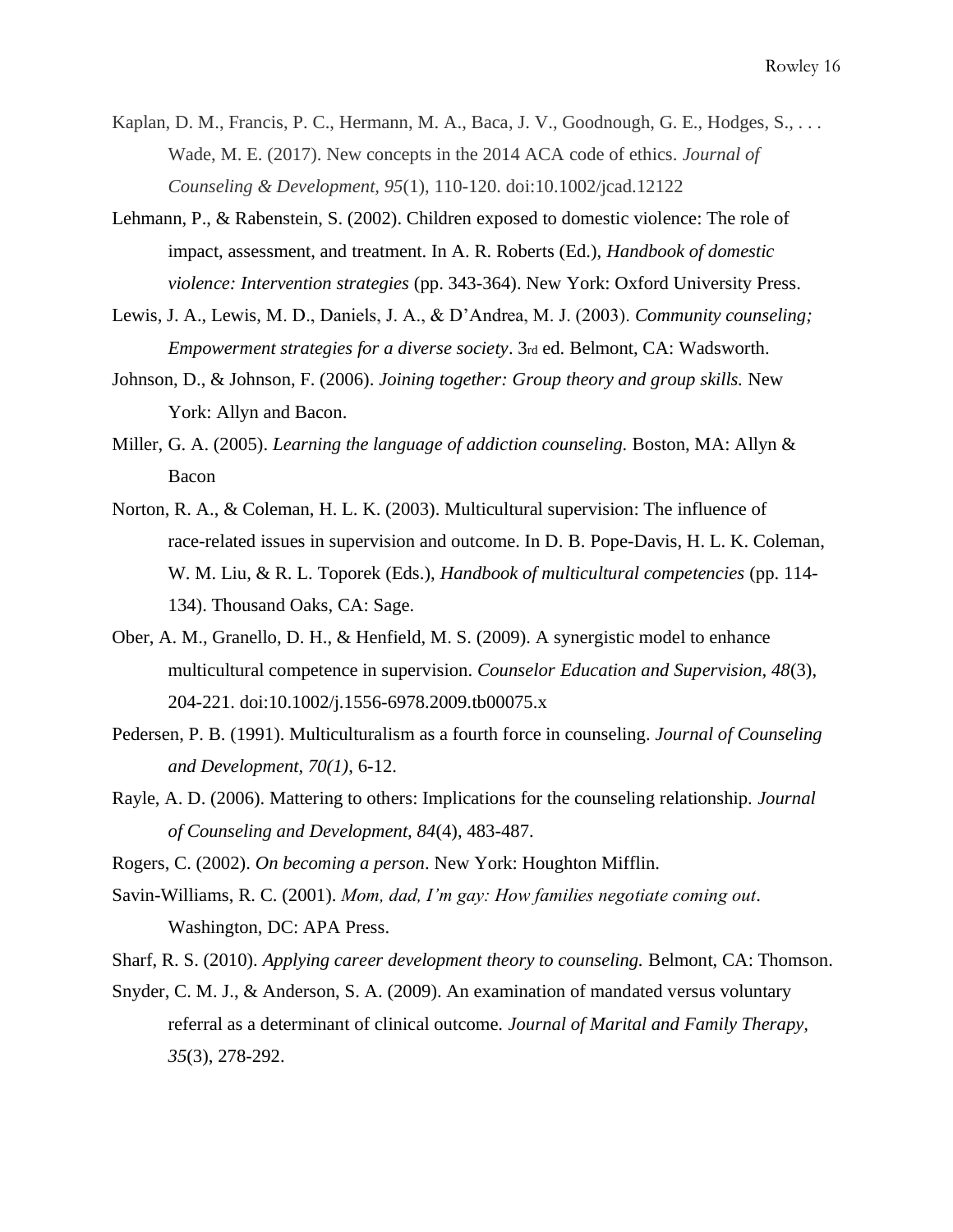Kaplan, D. M., Francis, P. C., Hermann, M. A., Baca, J. V., Goodnough, G. E., Hodges, S., . . . Wade, M. E. (2017). New concepts in the 2014 ACA code of ethics. *Journal of Counseling & Development, 95*(1), 110-120. doi:10.1002/jcad.12122

Lehmann, P., & Rabenstein, S. (2002). Children exposed to domestic violence: The role of impact, assessment, and treatment. In A. R. Roberts (Ed.), *Handbook of domestic violence: Intervention strategies* (pp. 343-364). New York: Oxford University Press.

Lewis, J. A., Lewis, M. D., Daniels, J. A., & D'Andrea, M. J. (2003). *Community counseling; Empowerment strategies for a diverse society*. 3rd ed. Belmont, CA: Wadsworth.

Johnson, D., & Johnson, F. (2006). *Joining together: Group theory and group skills.* New York: Allyn and Bacon.

Miller, G. A. (2005). *Learning the language of addiction counseling.* Boston, MA: Allyn & Bacon

Norton, R. A., & Coleman, H. L. K. (2003). Multicultural supervision: The influence of race-related issues in supervision and outcome. In D. B. Pope-Davis, H. L. K. Coleman, W. M. Liu, & R. L. Toporek (Eds.), *Handbook of multicultural competencies* (pp. 114-134). Thousand Oaks, CA: Sage.

Ober, A. M., Granello, D. H., & Henfield, M. S. (2009). A synergistic model to enhance multicultural competence in supervision. *Counselor Education and Supervision*, *48*(3), 204-221. doi:10.1002/j.1556-6978.2009.tb00075.x

Pedersen, P. B. (1991). Multiculturalism as a fourth force in counseling. *Journal of Counseling and Development, 70(1)*, 6-12.

Rayle, A. D. (2006). Mattering to others: Implications for the counseling relationship. *Journal of Counseling and Development, 84*(4), 483-487.

Rogers, C. (2002). *On becoming a person*. New York: Houghton Mifflin.

Savin-Williams, R. C. (2001). *Mom, dad, I'm gay: How families negotiate coming out*. Washington, DC: APA Press.

Sharf, R. S. (2010). *Applying career development theory to counseling.* Belmont, CA: Thomson.

Snyder, C. M. J., & Anderson, S. A. (2009). An examination of mandated versus voluntary referral as a determinant of clinical outcome. *Journal of Marital and Family Therapy, 35*(3), 278-292.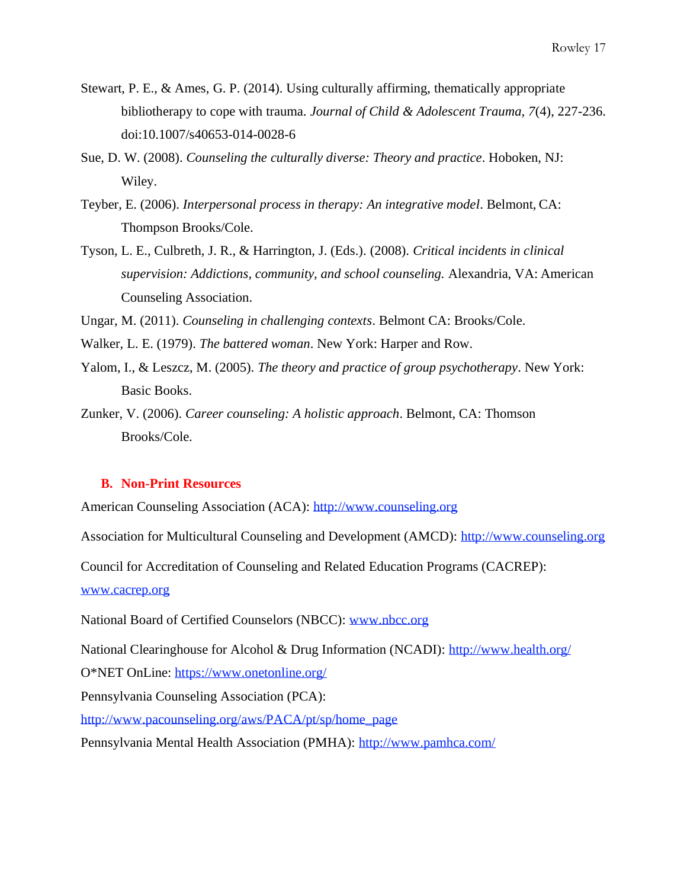Stewart, P. E., & Ames, G. P. (2014). Using culturally affirming, thematically appropriate bibliotherapy to cope with trauma. *Journal of Child & Adolescent Trauma, 7*(4), 227-236. doi:10.1007/s40653-014-0028-6

Sue, D. W. (2008). *Counseling the culturally diverse: Theory and practice*. Hoboken, NJ: Wiley.

Teyber, E. (2006). *Interpersonal process in therapy: An integrative model*. Belmont, CA: Thompson Brooks/Cole.

Tyson, L. E., Culbreth, J. R., & Harrington, J. (Eds.). (2008). *Critical incidents in clinical supervision: Addictions, community, and school counseling.* Alexandria, VA: American Counseling Association.

Ungar, M. (2011). *Counseling in challenging contexts*. Belmont CA: Brooks/Cole.

Walker, L. E. (1979). *The battered woman*. New York: Harper and Row.

Yalom, I., & Leszcz, M. (2005). *The theory and practice of group psychotherapy*. New York: Basic Books.

Zunker, V. (2006). *Career counseling: A holistic approach*. Belmont, CA: Thomson Brooks/Cole.

## B. Non-Print Resources

American Counseling Association (ACA): http://www.counseling.org

Association for Multicultural Counseling and Development (AMCD): http://www.counseling.org

Council for Accreditation of Counseling and Related Education Programs (CACREP): www.cacrep.org

National Board of Certified Counselors (NBCC): www.nbcc.org

National Clearinghouse for Alcohol & Drug Information (NCADI): http://www.health.org/

O*NET OnLine: https://www.onetonline.org/

Pennsylvania Counseling Association (PCA): http://www.pacounseling.org/aws/PACA/pt/sp/home_page

Pennsylvania Mental Health Association (PMHA): http://www.pamhca.com/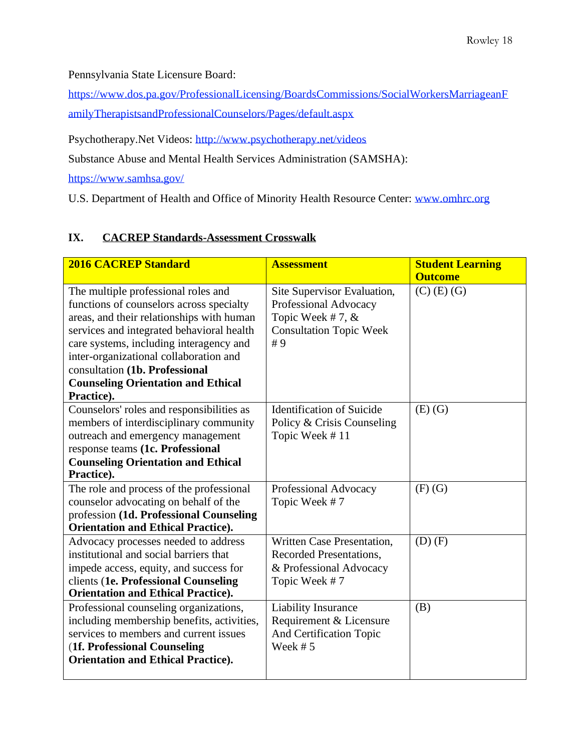Pennsylvania State Licensure Board:

https://www.dos.pa.gov/ProfessionalLicensing/BoardsCommissions/SocialWorkersMarriageanFamilyTherapistsandProfessionalCounselors/Pages/default.aspx

Psychotherapy.Net Videos: http://www.psychotherapy.net/videos

Substance Abuse and Mental Health Services Administration (SAMSHA):

https://www.samhsa.gov/

U.S. Department of Health and Office of Minority Health Resource Center: www.omhrc.org

## IX. CACREP Standards-Assessment Crosswalk

| 2016 CACREP Standard | Assessment | Student Learning Outcome |
|---|---|---|
| The multiple professional roles and functions of counselors across specialty areas, and their relationships with human services and integrated behavioral health care systems, including interagency and inter-organizational collaboration and consultation **(1b. Professional Counseling Orientation and Ethical Practice).** | Site Supervisor Evaluation, Professional Advocacy Topic Week # 7, & Consultation Topic Week # 9 | (C) (E) (G) |
| Counselors' roles and responsibilities as members of interdisciplinary community outreach and emergency management response teams **(1c. Professional Counseling Orientation and Ethical Practice).** | Identification of Suicide Policy & Crisis Counseling Topic Week # 11 | (E) (G) |
| The role and process of the professional counselor advocating on behalf of the profession **(1d. Professional Counseling Orientation and Ethical Practice).** | Professional Advocacy Topic Week # 7 | (F) (G) |
| Advocacy processes needed to address institutional and social barriers that impede access, equity, and success for clients (**1e. Professional Counseling Orientation and Ethical Practice).** | Written Case Presentation, Recorded Presentations, & Professional Advocacy Topic Week # 7 | (D) (F) |
| Professional counseling organizations, including membership benefits, activities, services to members and current issues (**1f. Professional Counseling Orientation and Ethical Practice).** | Liability Insurance Requirement & Licensure And Certification Topic Week # 5 | (B) |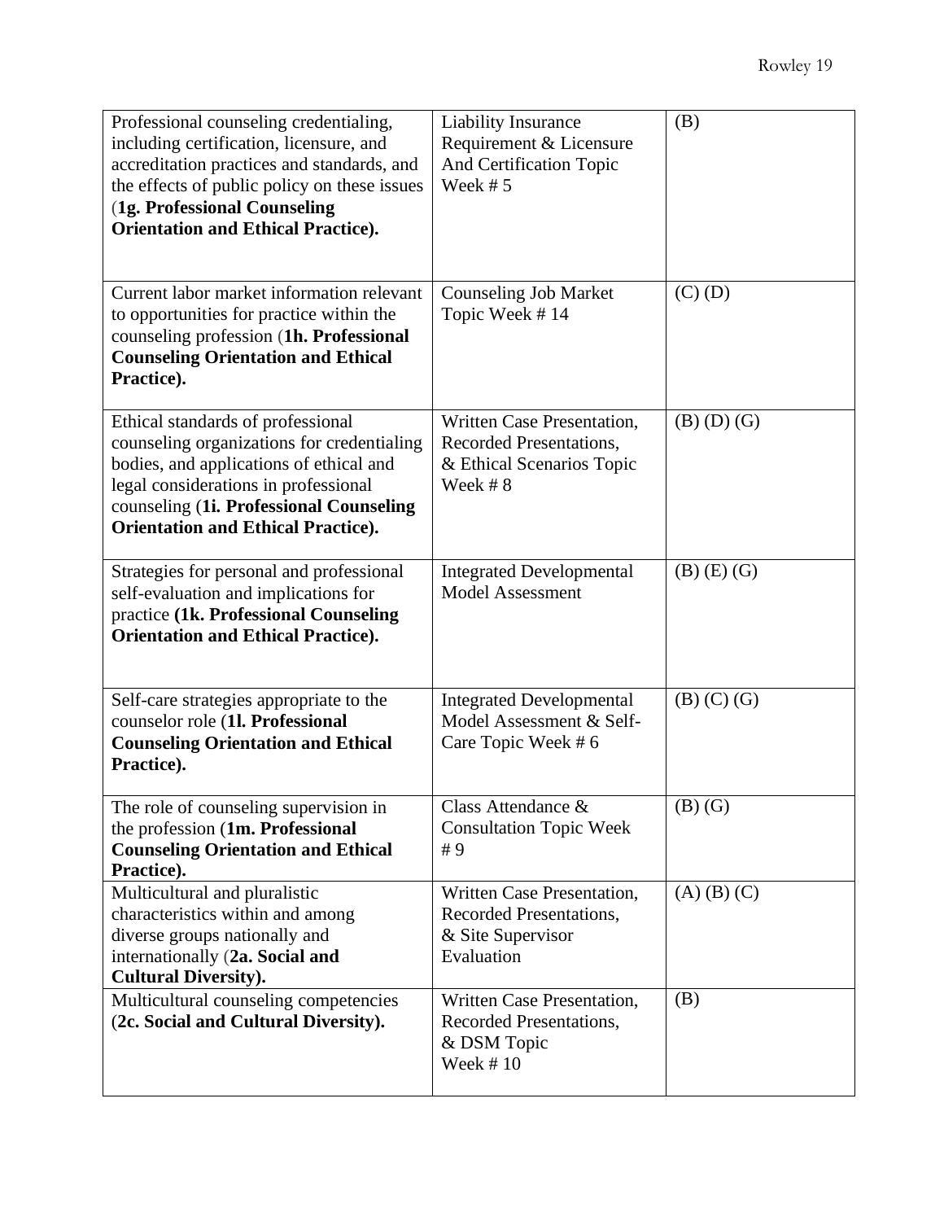| | | |
|---|---|---|
| Professional counseling credentialing, including certification, licensure, and accreditation practices and standards, and the effects of public policy on these issues (**1g. Professional Counseling Orientation and Ethical Practice).** | Liability Insurance Requirement & Licensure And Certification Topic Week # 5 | (B) |
| Current labor market information relevant to opportunities for practice within the counseling profession (**1h. Professional Counseling Orientation and Ethical Practice).** | Counseling Job Market Topic Week # 14 | (C) (D) |
| Ethical standards of professional counseling organizations for credentialing bodies, and applications of ethical and legal considerations in professional counseling (**1i. Professional Counseling Orientation and Ethical Practice).** | Written Case Presentation, Recorded Presentations, & Ethical Scenarios Topic Week # 8 | (B) (D) (G) |
| Strategies for personal and professional self-evaluation and implications for practice **(1k. Professional Counseling Orientation and Ethical Practice).** | Integrated Developmental Model Assessment | (B) (E) (G) |
| Self-care strategies appropriate to the counselor role (**1l. Professional Counseling Orientation and Ethical Practice).** | Integrated Developmental Model Assessment & Self-Care Topic Week # 6 | (B) (C) (G) |
| The role of counseling supervision in the profession (**1m. Professional Counseling Orientation and Ethical Practice).** | Class Attendance & Consultation Topic Week # 9 | (B) (G) |
| Multicultural and pluralistic characteristics within and among diverse groups nationally and internationally (**2a. Social and Cultural Diversity).** | Written Case Presentation, Recorded Presentations, & Site Supervisor Evaluation | (A) (B) (C) |
| Multicultural counseling competencies (**2c. Social and Cultural Diversity).** | Written Case Presentation, Recorded Presentations, & DSM Topic Week # 10 | (B) |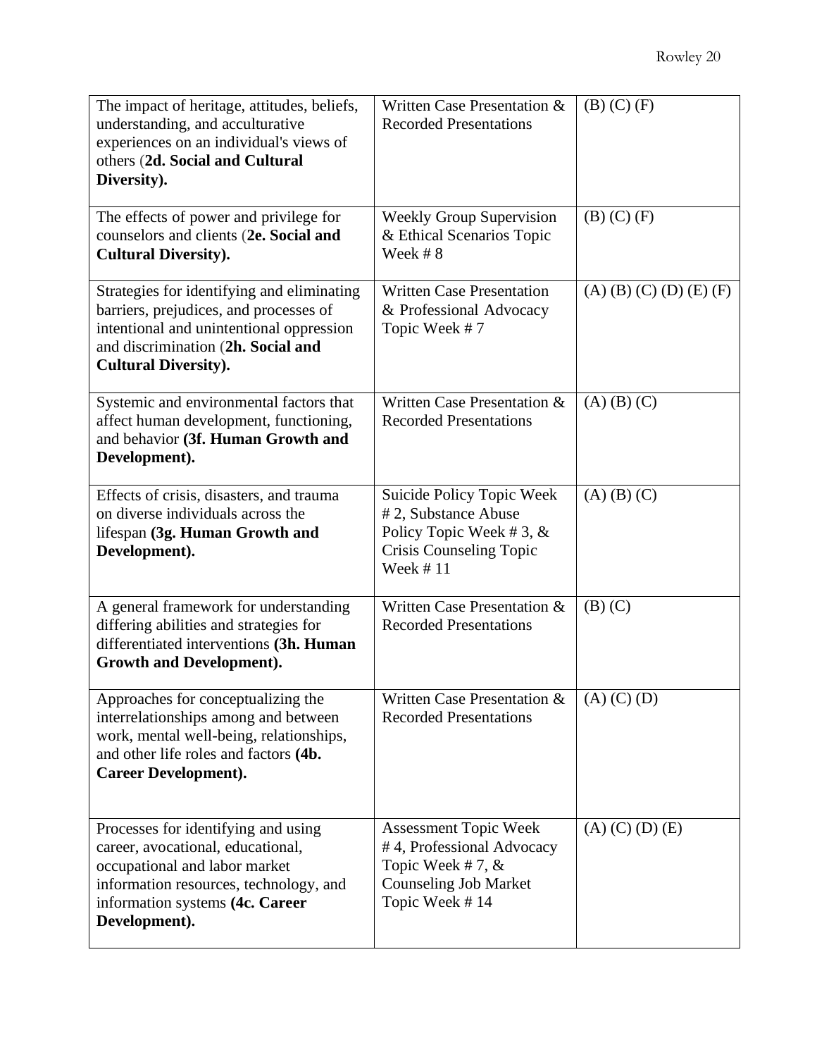| | | |
|---|---|---|
| The impact of heritage, attitudes, beliefs, understanding, and acculturative experiences on an individual's views of others (**2d. Social and Cultural Diversity).** | Written Case Presentation & Recorded Presentations | (B) (C) (F) |
| The effects of power and privilege for counselors and clients (**2e. Social and Cultural Diversity).** | Weekly Group Supervision & Ethical Scenarios Topic Week # 8 | (B) (C) (F) |
| Strategies for identifying and eliminating barriers, prejudices, and processes of intentional and unintentional oppression and discrimination (**2h. Social and Cultural Diversity).** | Written Case Presentation & Professional Advocacy Topic Week # 7 | (A) (B) (C) (D) (E) (F) |
| Systemic and environmental factors that affect human development, functioning, and behavior **(3f. Human Growth and Development).** | Written Case Presentation & Recorded Presentations | (A) (B) (C) |
| Effects of crisis, disasters, and trauma on diverse individuals across the lifespan **(3g. Human Growth and Development).** | Suicide Policy Topic Week # 2, Substance Abuse Policy Topic Week # 3, & Crisis Counseling Topic Week # 11 | (A) (B) (C) |
| A general framework for understanding differing abilities and strategies for differentiated interventions **(3h. Human Growth and Development).** | Written Case Presentation & Recorded Presentations | (B) (C) |
| Approaches for conceptualizing the interrelationships among and between work, mental well-being, relationships, and other life roles and factors **(4b. Career Development).** | Written Case Presentation & Recorded Presentations | (A) (C) (D) |
| Processes for identifying and using career, avocational, educational, occupational and labor market information resources, technology, and information systems **(4c. Career Development).** | Assessment Topic Week # 4, Professional Advocacy Topic Week # 7, & Counseling Job Market Topic Week # 14 | (A) (C) (D) (E) |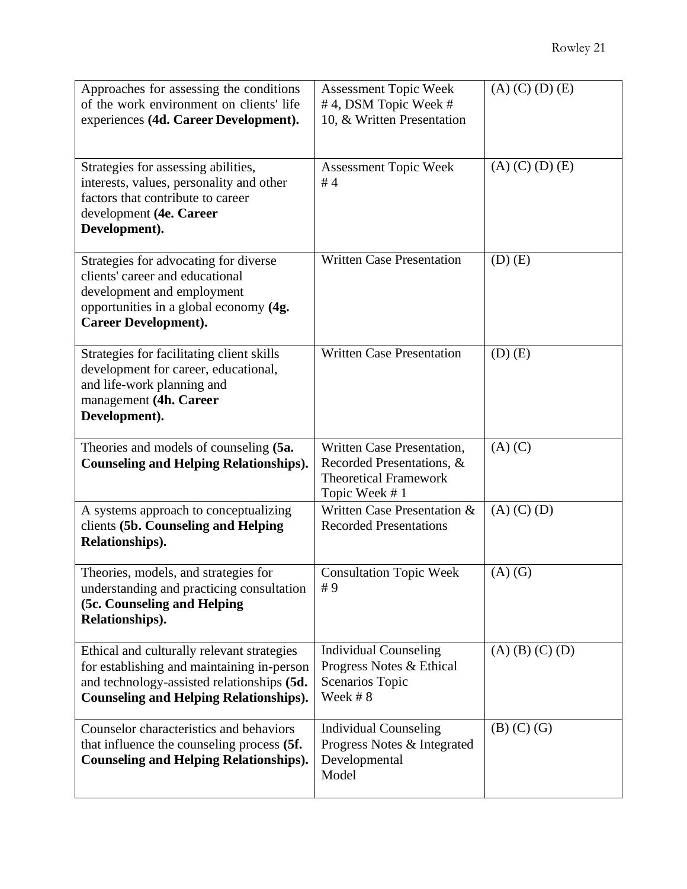| | | |
|---|---|---|
| Approaches for assessing the conditions of the work environment on clients' life experiences **(4d. Career Development).** | Assessment Topic Week # 4, DSM Topic Week # 10, & Written Presentation | (A) (C) (D) (E) |
| Strategies for assessing abilities, interests, values, personality and other factors that contribute to career development **(4e. Career Development).** | Assessment Topic Week # 4 | (A) (C) (D) (E) |
| Strategies for advocating for diverse clients' career and educational development and employment opportunities in a global economy **(4g. Career Development).** | Written Case Presentation | (D) (E) |
| Strategies for facilitating client skills development for career, educational, and life-work planning and management **(4h. Career Development).** | Written Case Presentation | (D) (E) |
| Theories and models of counseling **(5a. Counseling and Helping Relationships).** | Written Case Presentation, Recorded Presentations, & Theoretical Framework Topic Week # 1 | (A) (C) |
| A systems approach to conceptualizing clients **(5b. Counseling and Helping Relationships).** | Written Case Presentation & Recorded Presentations | (A) (C) (D) |
| Theories, models, and strategies for understanding and practicing consultation **(5c. Counseling and Helping Relationships).** | Consultation Topic Week # 9 | (A) (G) |
| Ethical and culturally relevant strategies for establishing and maintaining in-person and technology-assisted relationships **(5d. Counseling and Helping Relationships).** | Individual Counseling Progress Notes & Ethical Scenarios Topic Week # 8 | (A) (B) (C) (D) |
| Counselor characteristics and behaviors that influence the counseling process **(5f. Counseling and Helping Relationships).** | Individual Counseling Progress Notes & Integrated Developmental Model | (B) (C) (G) |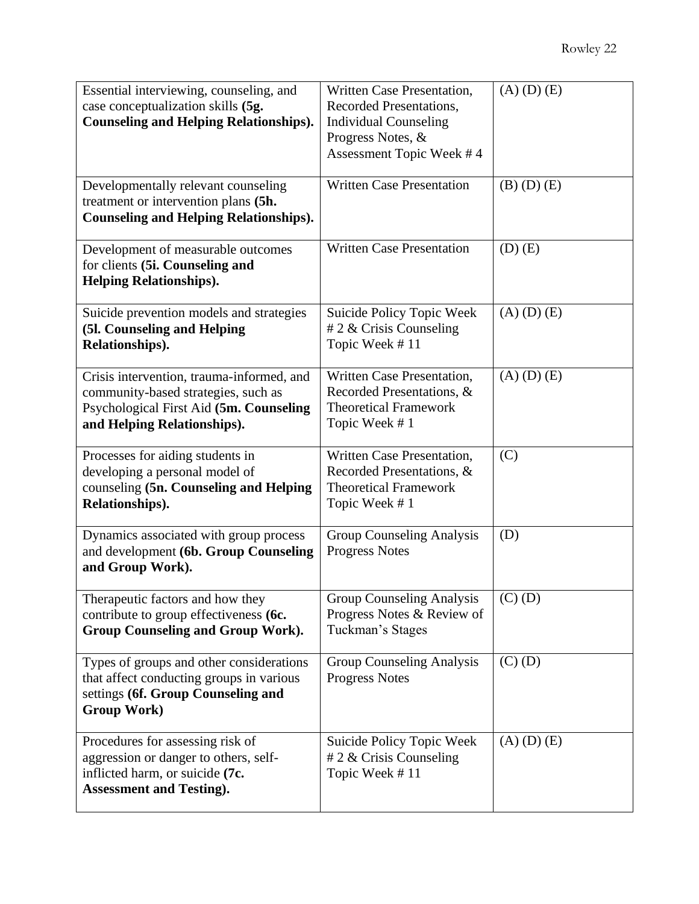| | | |
|---|---|---|
| Essential interviewing, counseling, and case conceptualization skills **(5g. Counseling and Helping Relationships).** | Written Case Presentation, Recorded Presentations, Individual Counseling Progress Notes, & Assessment Topic Week # 4 | (A) (D) (E) |
| Developmentally relevant counseling treatment or intervention plans **(5h. Counseling and Helping Relationships).** | Written Case Presentation | (B) (D) (E) |
| Development of measurable outcomes for clients **(5i. Counseling and Helping Relationships).** | Written Case Presentation | (D) (E) |
| Suicide prevention models and strategies **(5l. Counseling and Helping Relationships).** | Suicide Policy Topic Week # 2 & Crisis Counseling Topic Week # 11 | (A) (D) (E) |
| Crisis intervention, trauma-informed, and community-based strategies, such as Psychological First Aid **(5m. Counseling and Helping Relationships).** | Written Case Presentation, Recorded Presentations, & Theoretical Framework Topic Week # 1 | (A) (D) (E) |
| Processes for aiding students in developing a personal model of counseling **(5n. Counseling and Helping Relationships).** | Written Case Presentation, Recorded Presentations, & Theoretical Framework Topic Week # 1 | (C) |
| Dynamics associated with group process and development **(6b. Group Counseling and Group Work).** | Group Counseling Analysis Progress Notes | (D) |
| Therapeutic factors and how they contribute to group effectiveness **(6c. Group Counseling and Group Work).** | Group Counseling Analysis Progress Notes & Review of Tuckman's Stages | (C) (D) |
| Types of groups and other considerations that affect conducting groups in various settings **(6f. Group Counseling and Group Work)** | Group Counseling Analysis Progress Notes | (C) (D) |
| Procedures for assessing risk of aggression or danger to others, self-inflicted harm, or suicide **(7c. Assessment and Testing).** | Suicide Policy Topic Week # 2 & Crisis Counseling Topic Week # 11 | (A) (D) (E) |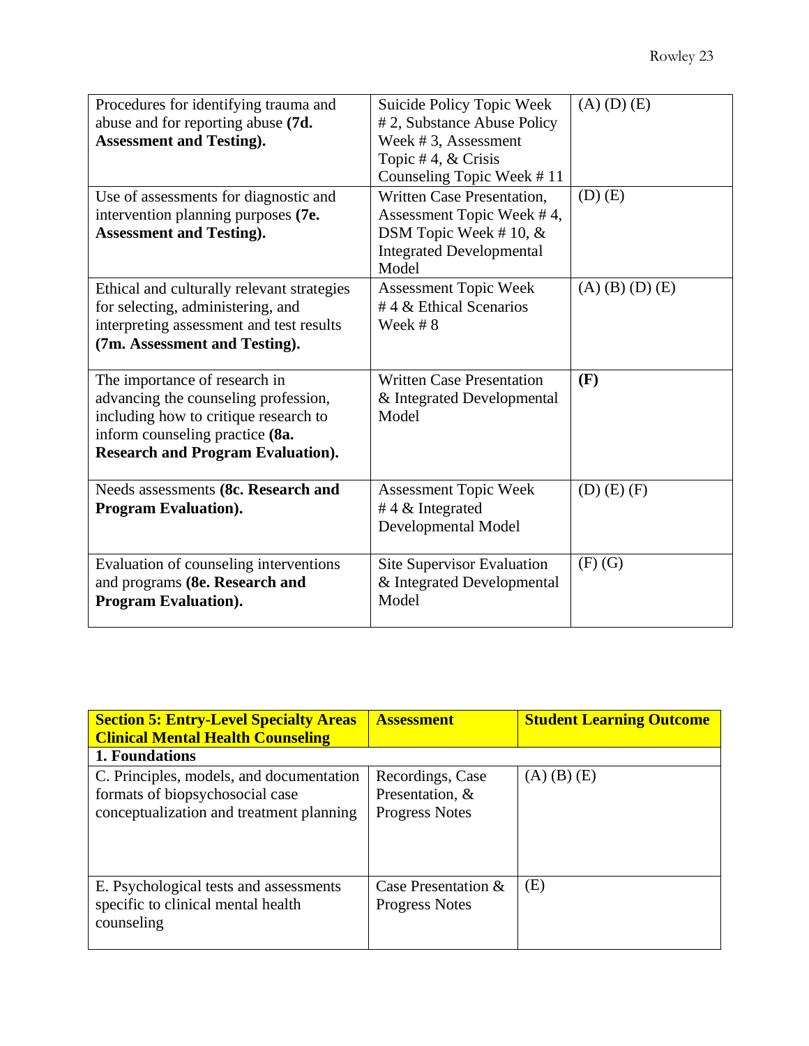| | | |
|---|---|---|
| Procedures for identifying trauma and abuse and for reporting abuse **(7d. Assessment and Testing).** | Suicide Policy Topic Week # 2, Substance Abuse Policy Week # 3, Assessment Topic # 4, & Crisis Counseling Topic Week # 11 | (A) (D) (E) |
| Use of assessments for diagnostic and intervention planning purposes **(7e. Assessment and Testing).** | Written Case Presentation, Assessment Topic Week # 4, DSM Topic Week # 10, & Integrated Developmental Model | (D) (E) |
| Ethical and culturally relevant strategies for selecting, administering, and interpreting assessment and test results **(7m. Assessment and Testing).** | Assessment Topic Week # 4 & Ethical Scenarios Week # 8 | (A) (B) (D) (E) |
| The importance of research in advancing the counseling profession, including how to critique research to inform counseling practice **(8a. Research and Program Evaluation).** | Written Case Presentation & Integrated Developmental Model | **(F)** |
| Needs assessments **(8c. Research and Program Evaluation).** | Assessment Topic Week # 4 & Integrated Developmental Model | (D) (E) (F) |
| Evaluation of counseling interventions and programs **(8e. Research and Program Evaluation).** | Site Supervisor Evaluation & Integrated Developmental Model | (F) (G) |

| **Section 5: Entry-Level Specialty Areas Clinical Mental Health Counseling** | **Assessment** | **Student Learning Outcome** |
|---|---|---|
| **1. Foundations** | | |
| C. Principles, models, and documentation formats of biopsychosocial case conceptualization and treatment planning | Recordings, Case Presentation, & Progress Notes | (A) (B) (E) |
| E. Psychological tests and assessments specific to clinical mental health counseling | Case Presentation & Progress Notes | (E) |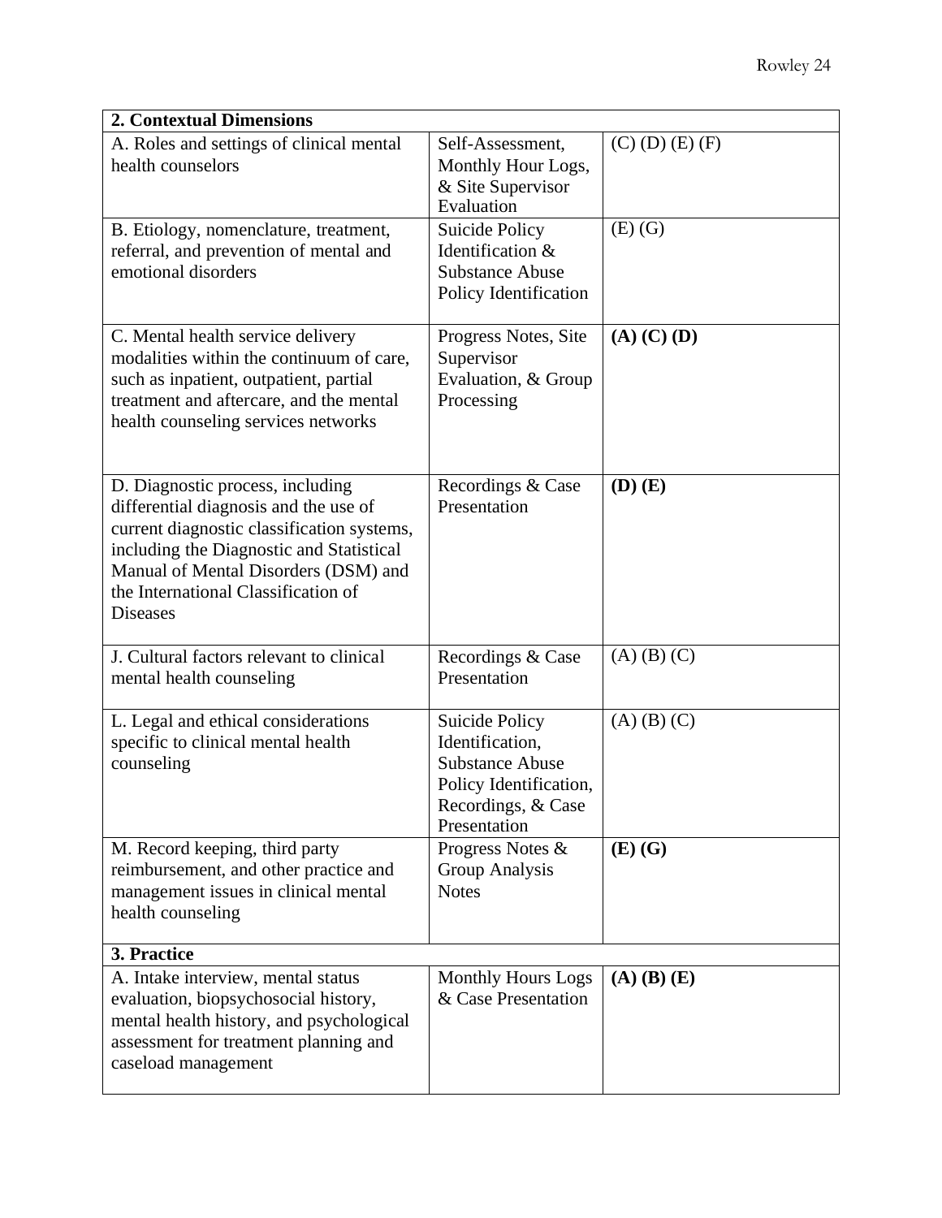| **2. Contextual Dimensions** | | |
|---|---|---|
| A. Roles and settings of clinical mental health counselors | Self-Assessment, Monthly Hour Logs, & Site Supervisor Evaluation | (C) (D) (E) (F) |
| B. Etiology, nomenclature, treatment, referral, and prevention of mental and emotional disorders | Suicide Policy Identification & Substance Abuse Policy Identification | (E) (G) |
| C. Mental health service delivery modalities within the continuum of care, such as inpatient, outpatient, partial treatment and aftercare, and the mental health counseling services networks | Progress Notes, Site Supervisor Evaluation, & Group Processing | **(A) (C) (D)** |
| D. Diagnostic process, including differential diagnosis and the use of current diagnostic classification systems, including the Diagnostic and Statistical Manual of Mental Disorders (DSM) and the International Classification of Diseases | Recordings & Case Presentation | **(D) (E)** |
| J. Cultural factors relevant to clinical mental health counseling | Recordings & Case Presentation | (A) (B) (C) |
| L. Legal and ethical considerations specific to clinical mental health counseling | Suicide Policy Identification, Substance Abuse Policy Identification, Recordings, & Case Presentation | (A) (B) (C) |
| M. Record keeping, third party reimbursement, and other practice and management issues in clinical mental health counseling | Progress Notes & Group Analysis Notes | **(E) (G)** |
| **3. Practice** | | |
| A. Intake interview, mental status evaluation, biopsychosocial history, mental health history, and psychological assessment for treatment planning and caseload management | Monthly Hours Logs & Case Presentation | **(A) (B) (E)** |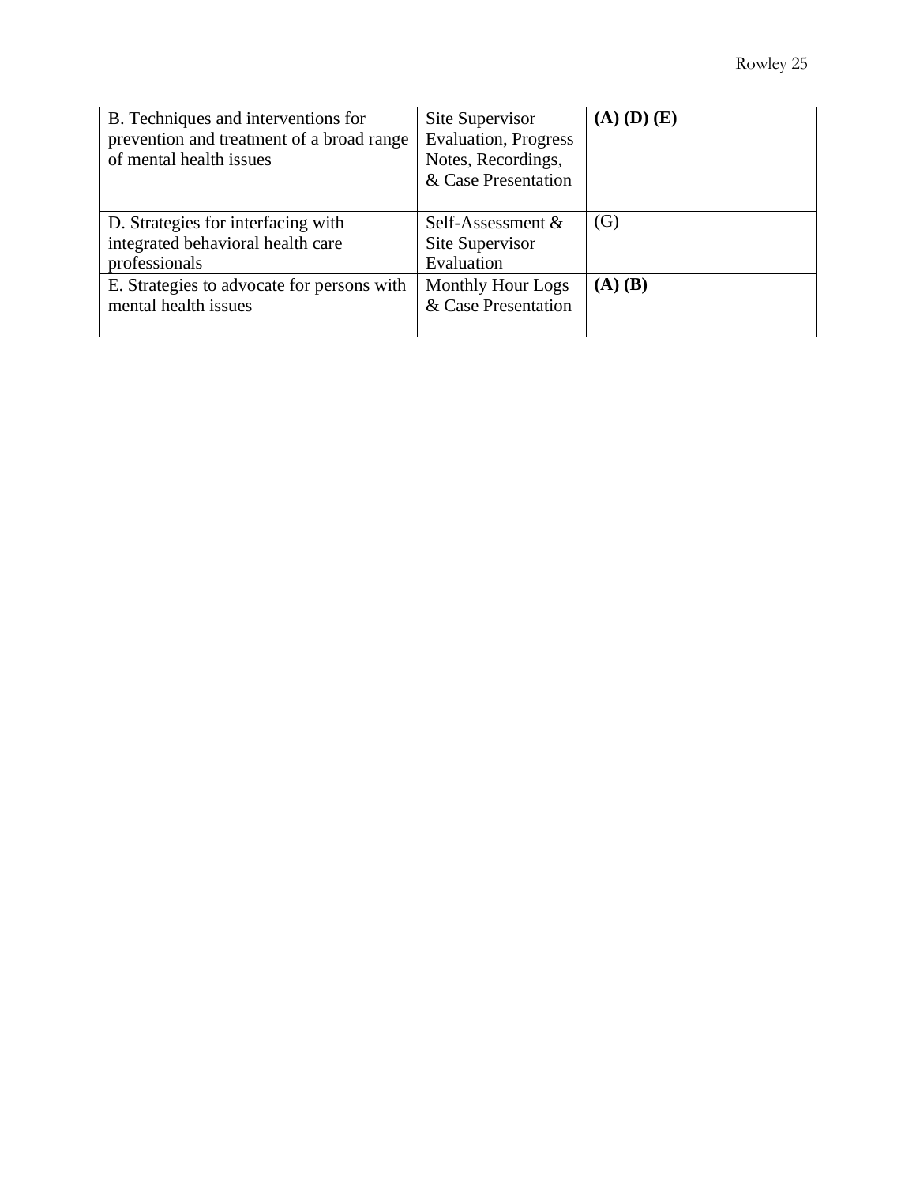| | | |
|---|---|---|
| B. Techniques and interventions for prevention and treatment of a broad range of mental health issues | Site Supervisor Evaluation, Progress Notes, Recordings, & Case Presentation | **(A) (D) (E)** |
| D. Strategies for interfacing with integrated behavioral health care professionals | Self-Assessment & Site Supervisor Evaluation | (G) |
| E. Strategies to advocate for persons with mental health issues | Monthly Hour Logs & Case Presentation | **(A) (B)** |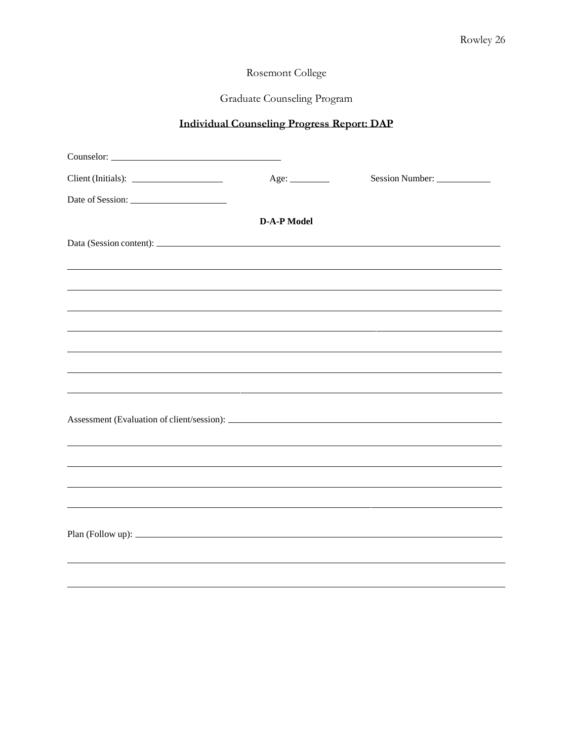Rosemont College

Graduate Counseling Program

**Individual Counseling Progress Report: DAP**

Counselor: ______________________________

Client (Initials): ____________________ Age: ________ Session Number: ___________

Date of Session: ____________________

**D-A-P Model**

Data (Session content): ______________________________________________________________

______________________________________________________________________________

______________________________________________________________________________

______________________________________________________________________________

______________________________________________________________________________

______________________________________________________________________________

______________________________________________________________________________

______________________________________________________________________________

Assessment (Evaluation of client/session): ______________________________________________

______________________________________________________________________________

______________________________________________________________________________

______________________________________________________________________________

______________________________________________________________________________

Plan (Follow up): ____________________________________________________________

______________________________________________________________________________

______________________________________________________________________________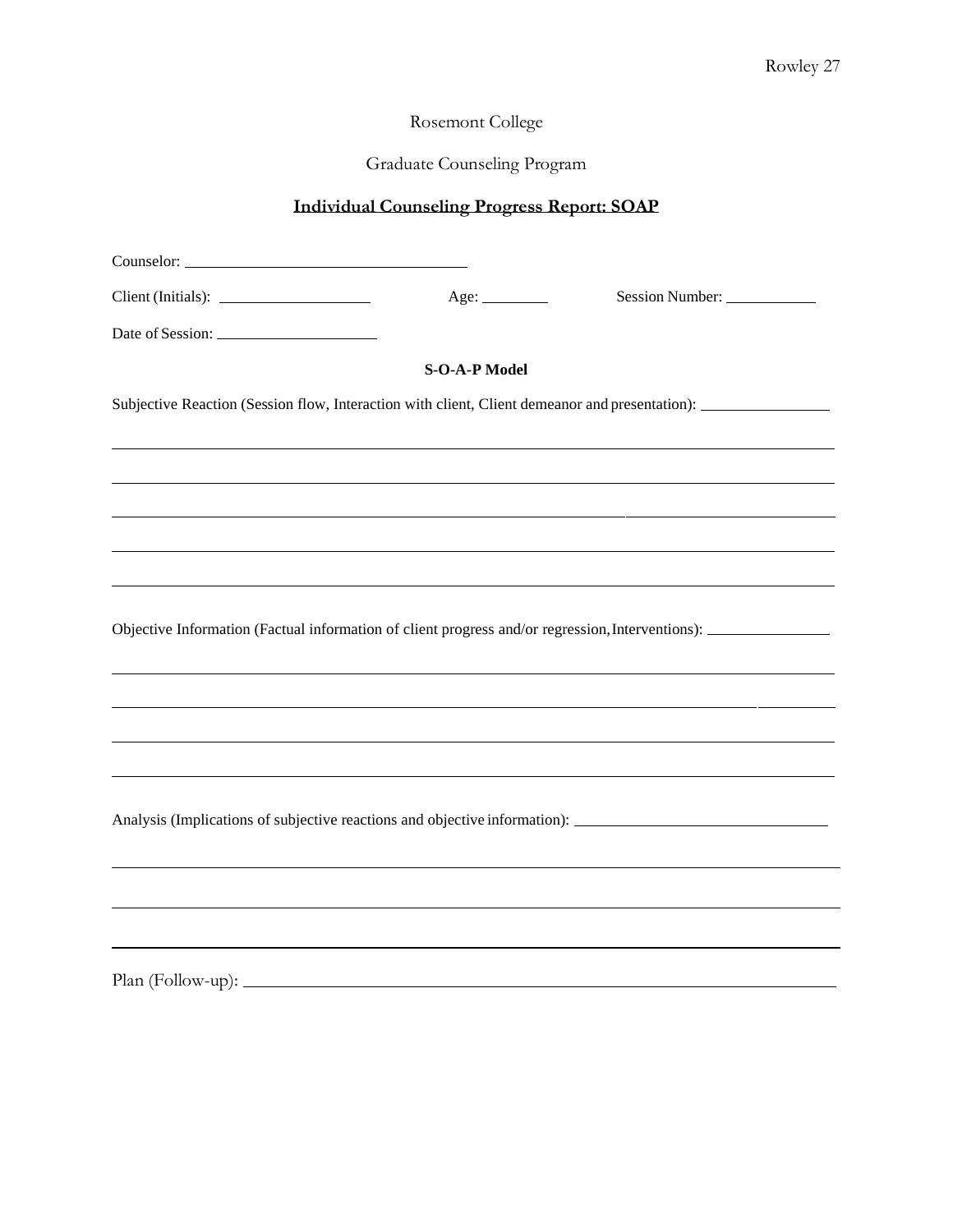Rosemont College

Graduate Counseling Program

**Individual Counseling Progress Report: SOAP**

Counselor: ______________________________

Client (Initials): ____________________ Age: ________ Session Number: ___________

Date of Session: ____________________

**S-O-A-P Model**

Subjective Reaction (Session flow, Interaction with client, Client demeanor and presentation): ________________

_____________________________________________________________________________

_____________________________________________________________________________

_____________________________________________________________________________

_____________________________________________________________________________

_____________________________________________________________________________

Objective Information (Factual information of client progress and/or regression, Interventions): _______________

_____________________________________________________________________________

_____________________________________________________________________________

_____________________________________________________________________________

_____________________________________________________________________________

Analysis (Implications of subjective reactions and objective information): ______________________________

_____________________________________________________________________________

_____________________________________________________________________________

_____________________________________________________________________________

Plan (Follow-up): ___________________________________________________________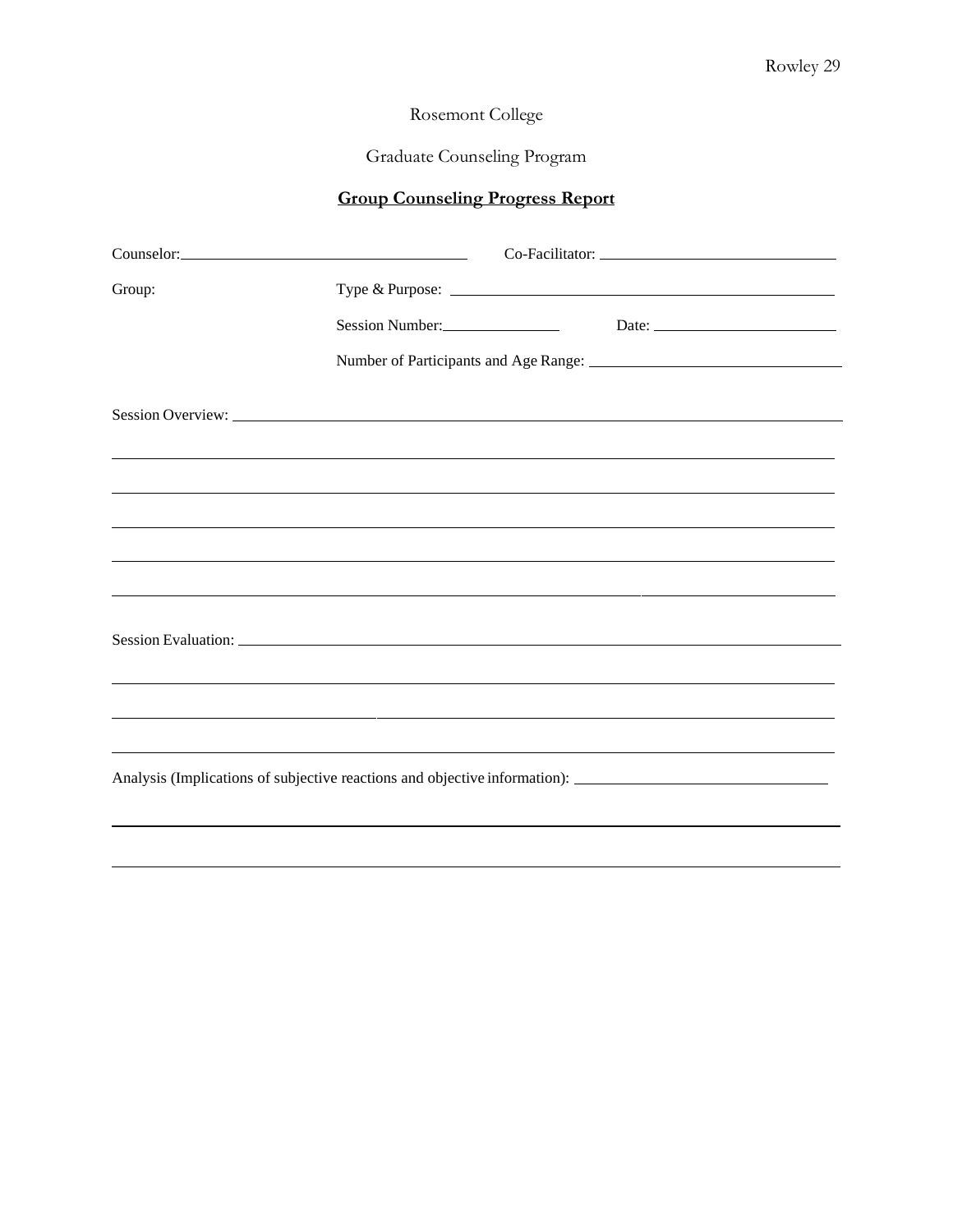Rosemont College

Graduate Counseling Program

**Group Counseling Progress Report**

Counselor: ______________________________ Co-Facilitator: ______________________________

Group: Type & Purpose: ______________________________

Session Number: ______________ Date: ______________________

Number of Participants and Age Range: ______________________________

Session Overview: ______________________________________________________________________

______________________________________________________________________

______________________________________________________________________

______________________________________________________________________

______________________________________________________________________

______________________________________________________________________

Session Evaluation: ______________________________________________________________________

______________________________________________________________________

______________________________________________________________________

______________________________________________________________________

Analysis (Implications of subjective reactions and objective information): ______________________________

______________________________________________________________________

______________________________________________________________________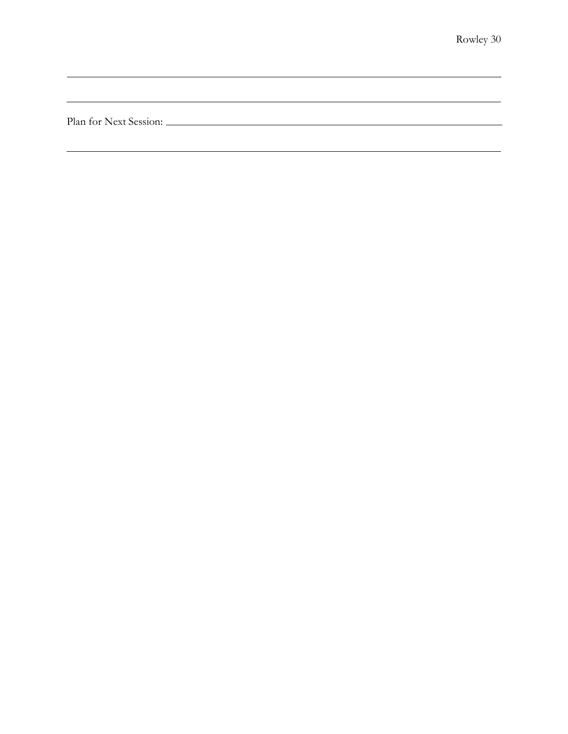\_\_\_\_\_\_\_\_\_\_\_\_\_\_\_\_\_\_\_\_\_\_\_\_\_\_\_\_\_\_\_\_\_\_\_\_\_\_\_\_\_\_\_\_\_\_\_\_\_\_\_\_\_\_\_\_\_\_\_\_\_\_\_\_\_\_\_\_\_\_\_\_\_\_\_\_

\_\_\_\_\_\_\_\_\_\_\_\_\_\_\_\_\_\_\_\_\_\_\_\_\_\_\_\_\_\_\_\_\_\_\_\_\_\_\_\_\_\_\_\_\_\_\_\_\_\_\_\_\_\_\_\_\_\_\_\_\_\_\_\_\_\_\_\_\_\_\_\_\_\_\_\_

Plan for Next Session: \_\_\_\_\_\_\_\_\_\_\_\_\_\_\_\_\_\_\_\_\_\_\_\_\_\_\_\_\_\_\_\_\_\_\_\_\_\_\_\_\_\_\_\_\_\_\_\_\_\_\_\_\_\_\_\_

\_\_\_\_\_\_\_\_\_\_\_\_\_\_\_\_\_\_\_\_\_\_\_\_\_\_\_\_\_\_\_\_\_\_\_\_\_\_\_\_\_\_\_\_\_\_\_\_\_\_\_\_\_\_\_\_\_\_\_\_\_\_\_\_\_\_\_\_\_\_\_\_\_\_\_\_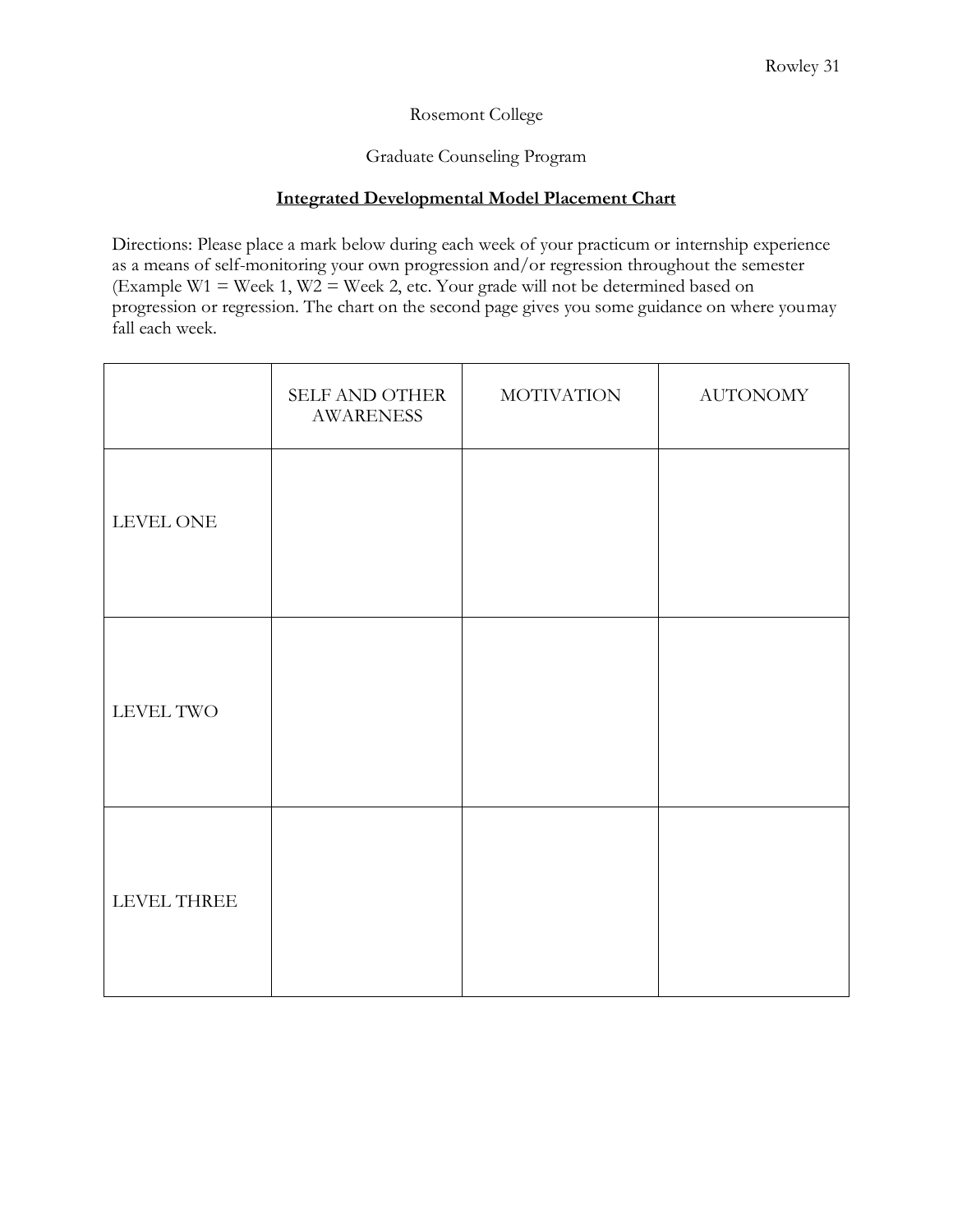Rosemont College

Graduate Counseling Program

**Integrated Developmental Model Placement Chart**

Directions: Please place a mark below during each week of your practicum or internship experience as a means of self-monitoring your own progression and/or regression throughout the semester (Example W1 = Week 1, W2 = Week 2, etc. Your grade will not be determined based on progression or regression. The chart on the second page gives you some guidance on where youmay fall each week.

| | SELF AND OTHER AWARENESS | MOTIVATION | AUTONOMY |
|---|---|---|---|
| LEVEL ONE | | | |
| LEVEL TWO | | | |
| LEVEL THREE | | | |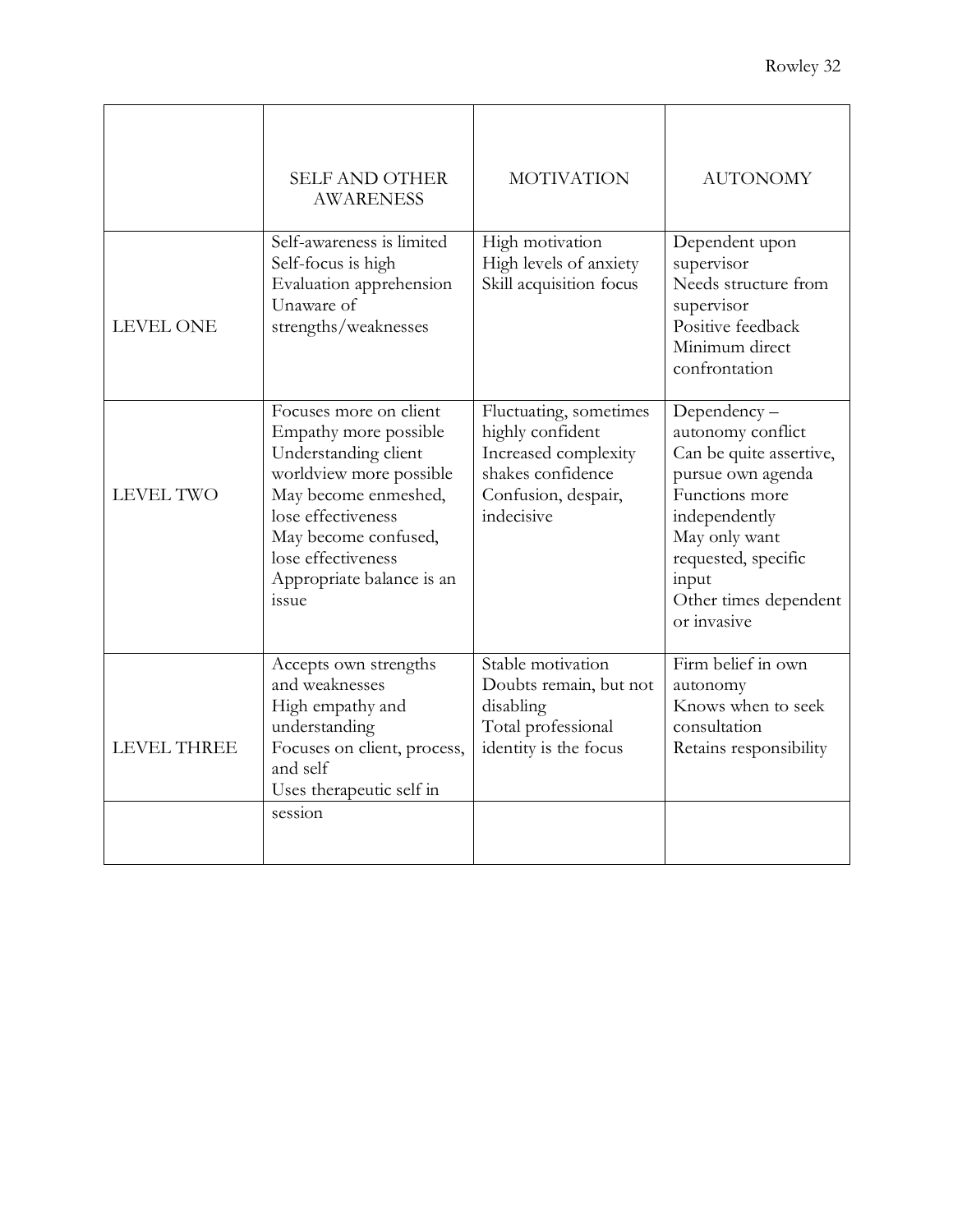| | SELF AND OTHER AWARENESS | MOTIVATION | AUTONOMY |
|---|---|---|---|
| LEVEL ONE | Self-awareness is limited<br>Self-focus is high<br>Evaluation apprehension<br>Unaware of strengths/weaknesses | High motivation<br>High levels of anxiety<br>Skill acquisition focus | Dependent upon supervisor<br>Needs structure from supervisor<br>Positive feedback<br>Minimum direct confrontation |
| LEVEL TWO | Focuses more on client<br>Empathy more possible<br>Understanding client worldview more possible<br>May become enmeshed, lose effectiveness<br>May become confused, lose effectiveness<br>Appropriate balance is an issue | Fluctuating, sometimes highly confident<br>Increased complexity shakes confidence<br>Confusion, despair, indecisive | Dependency – autonomy conflict<br>Can be quite assertive, pursue own agenda<br>Functions more independently<br>May only want requested, specific input<br>Other times dependent or invasive |
| LEVEL THREE | Accepts own strengths and weaknesses<br>High empathy and understanding<br>Focuses on client, process, and self<br>Uses therapeutic self in session | Stable motivation<br>Doubts remain, but not disabling<br>Total professional identity is the focus | Firm belief in own autonomy<br>Knows when to seek consultation<br>Retains responsibility |